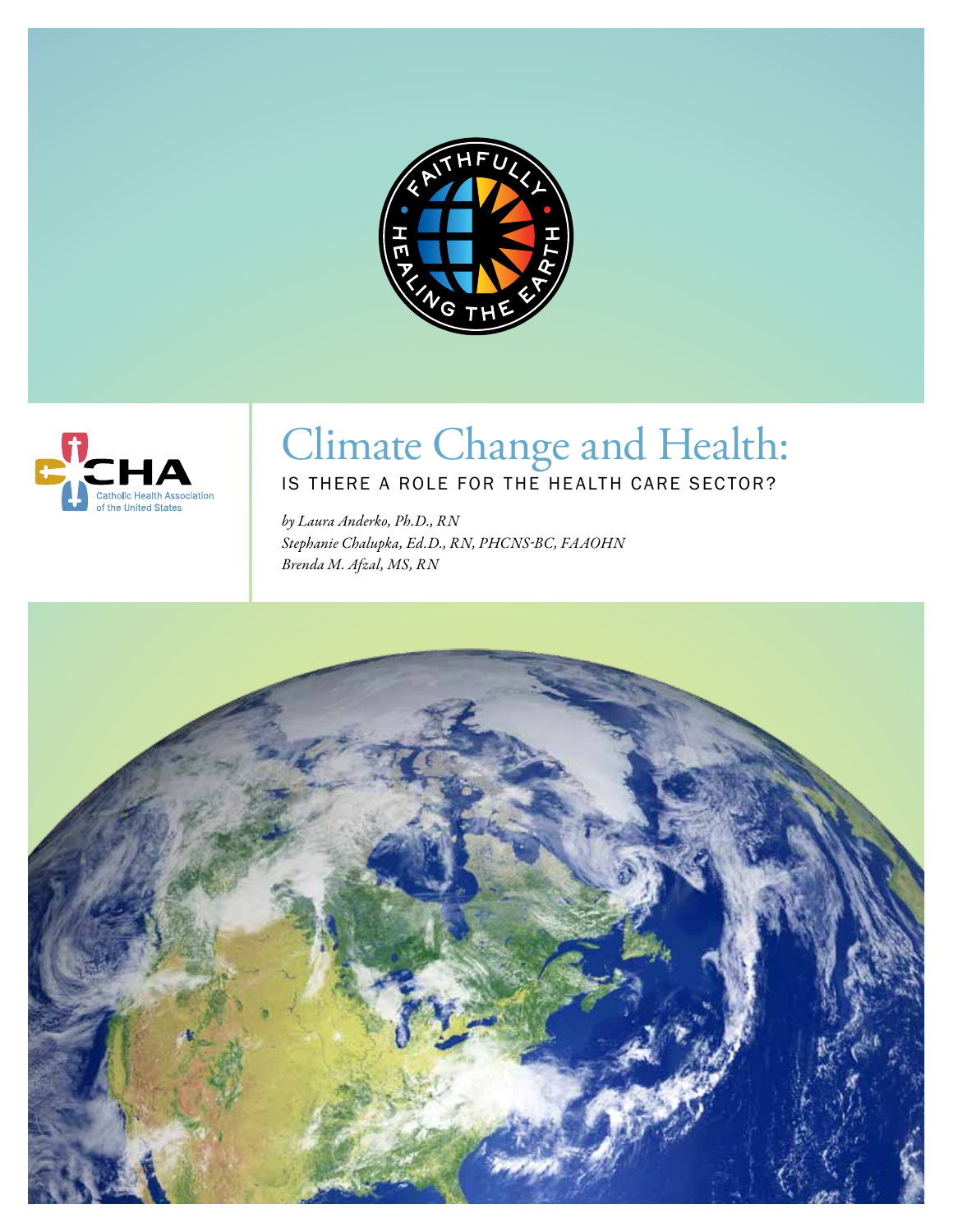# Climate Change and Health:

## IS THERE A ROLE FOR THE HEALTH CARE SECTOR?

*by Laura Anderko, Ph.D., RN*
*Stephanie Chalupka, Ed.D., RN, PHCNS-BC, FAAOHN*
*Brenda M. Afzal, MS, RN*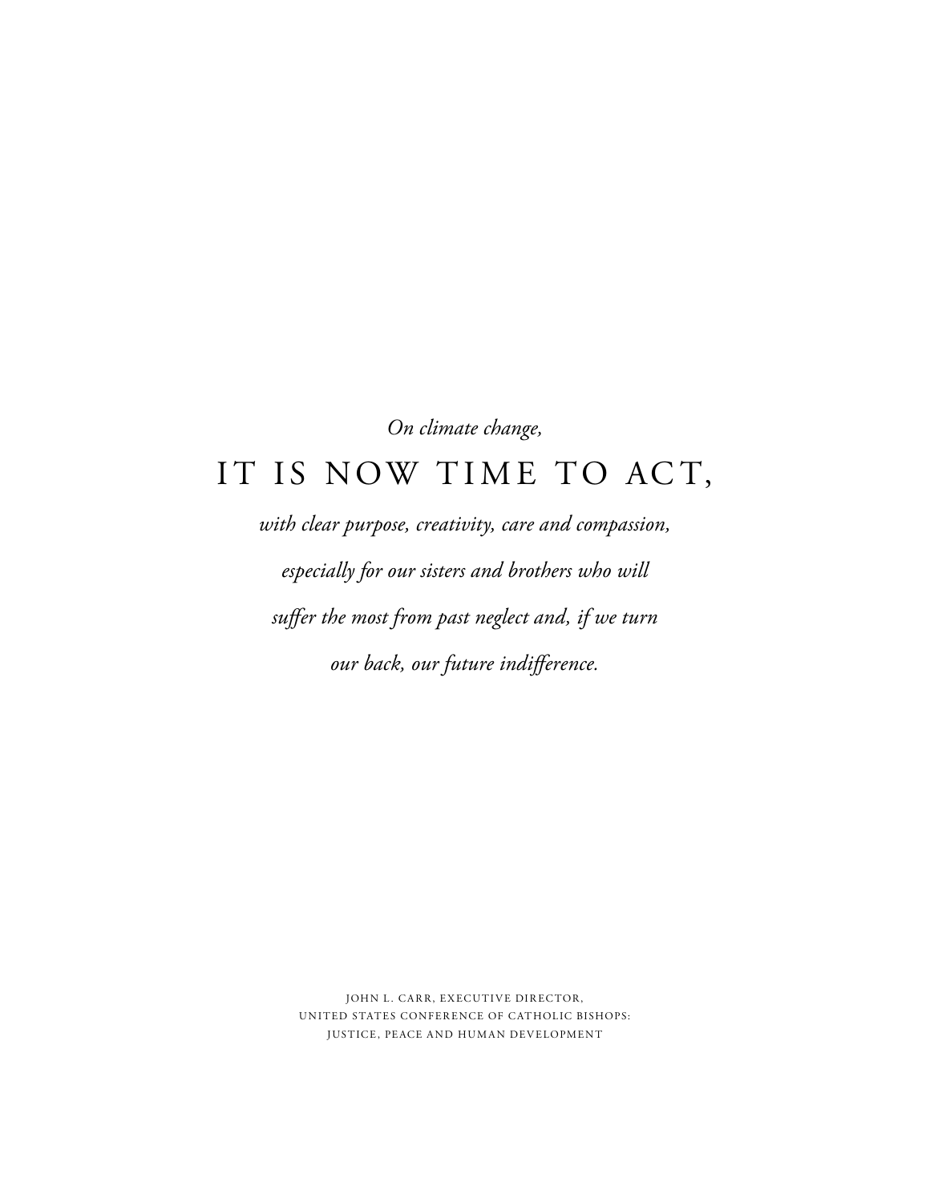*On climate change,*

IT IS NOW TIME TO ACT,

*with clear purpose, creativity, care and compassion, especially for our sisters and brothers who will suffer the most from past neglect and, if we turn our back, our future indifference.*

JOHN L. CARR, EXECUTIVE DIRECTOR,
UNITED STATES CONFERENCE OF CATHOLIC BISHOPS:
JUSTICE, PEACE AND HUMAN DEVELOPMENT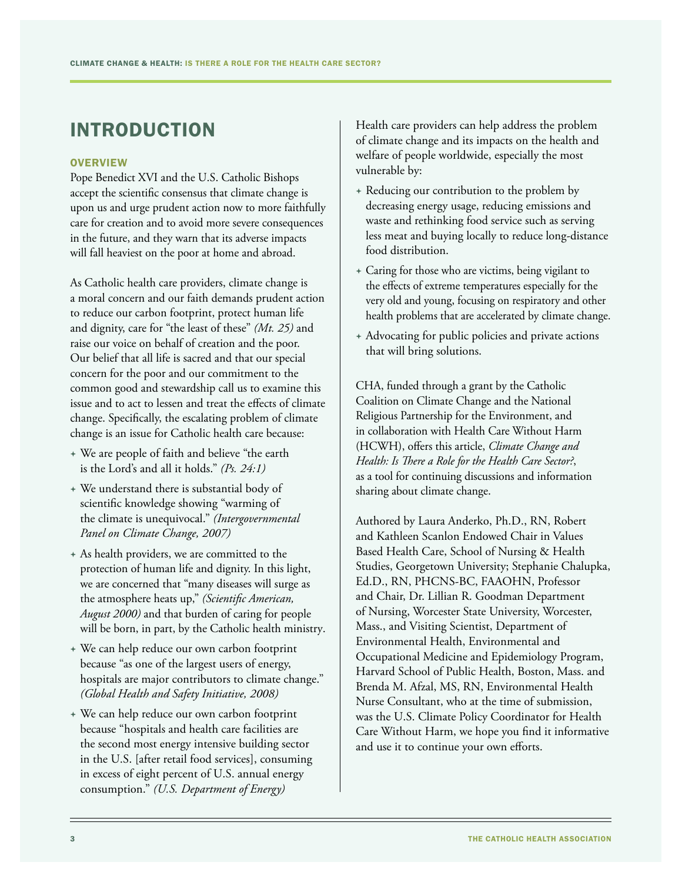# INTRODUCTION

## OVERVIEW

Pope Benedict XVI and the U.S. Catholic Bishops accept the scientific consensus that climate change is upon us and urge prudent action now to more faithfully care for creation and to avoid more severe consequences in the future, and they warn that its adverse impacts will fall heaviest on the poor at home and abroad.

As Catholic health care providers, climate change is a moral concern and our faith demands prudent action to reduce our carbon footprint, protect human life and dignity, care for "the least of these" *(Mt. 25)* and raise our voice on behalf of creation and the poor. Our belief that all life is sacred and that our special concern for the poor and our commitment to the common good and stewardship call us to examine this issue and to act to lessen and treat the effects of climate change. Specifically, the escalating problem of climate change is an issue for Catholic health care because:

- We are people of faith and believe "the earth is the Lord's and all it holds." *(Ps. 24:1)*
- We understand there is substantial body of scientific knowledge showing "warming of the climate is unequivocal." *(Intergovernmental Panel on Climate Change, 2007)*
- As health providers, we are committed to the protection of human life and dignity. In this light, we are concerned that "many diseases will surge as the atmosphere heats up," *(Scientific American, August 2000)* and that burden of caring for people will be born, in part, by the Catholic health ministry.
- We can help reduce our own carbon footprint because "as one of the largest users of energy, hospitals are major contributors to climate change." *(Global Health and Safety Initiative, 2008)*
- We can help reduce our own carbon footprint because "hospitals and health care facilities are the second most energy intensive building sector in the U.S. [after retail food services], consuming in excess of eight percent of U.S. annual energy consumption." *(U.S. Department of Energy)*

Health care providers can help address the problem of climate change and its impacts on the health and welfare of people worldwide, especially the most vulnerable by:

- Reducing our contribution to the problem by decreasing energy usage, reducing emissions and waste and rethinking food service such as serving less meat and buying locally to reduce long-distance food distribution.
- Caring for those who are victims, being vigilant to the effects of extreme temperatures especially for the very old and young, focusing on respiratory and other health problems that are accelerated by climate change.
- Advocating for public policies and private actions that will bring solutions.

CHA, funded through a grant by the Catholic Coalition on Climate Change and the National Religious Partnership for the Environment, and in collaboration with Health Care Without Harm (HCWH), offers this article, *Climate Change and Health: Is There a Role for the Health Care Sector?*, as a tool for continuing discussions and information sharing about climate change.

Authored by Laura Anderko, Ph.D., RN, Robert and Kathleen Scanlon Endowed Chair in Values Based Health Care, School of Nursing & Health Studies, Georgetown University; Stephanie Chalupka, Ed.D., RN, PHCNS-BC, FAAOHN, Professor and Chair, Dr. Lillian R. Goodman Department of Nursing, Worcester State University, Worcester, Mass., and Visiting Scientist, Department of Environmental Health, Environmental and Occupational Medicine and Epidemiology Program, Harvard School of Public Health, Boston, Mass. and Brenda M. Afzal, MS, RN, Environmental Health Nurse Consultant, who at the time of submission, was the U.S. Climate Policy Coordinator for Health Care Without Harm, we hope you find it informative and use it to continue your own efforts.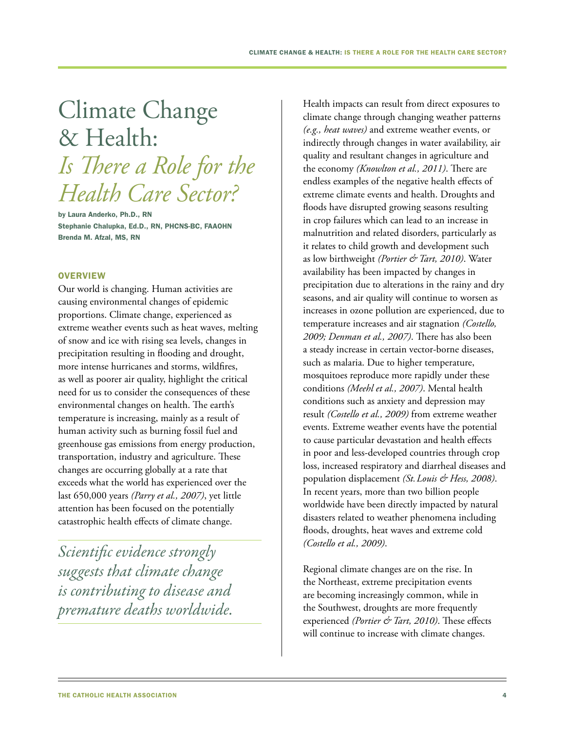# Climate Change & Health: *Is There a Role for the Health Care Sector?*

**by Laura Anderko, Ph.D., RN**
**Stephanie Chalupka, Ed.D., RN, PHCNS-BC, FAAOHN**
**Brenda M. Afzal, MS, RN**

## OVERVIEW

Our world is changing. Human activities are causing environmental changes of epidemic proportions. Climate change, experienced as extreme weather events such as heat waves, melting of snow and ice with rising sea levels, changes in precipitation resulting in flooding and drought, more intense hurricanes and storms, wildfires, as well as poorer air quality, highlight the critical need for us to consider the consequences of these environmental changes on health. The earth's temperature is increasing, mainly as a result of human activity such as burning fossil fuel and greenhouse gas emissions from energy production, transportation, industry and agriculture. These changes are occurring globally at a rate that exceeds what the world has experienced over the last 650,000 years *(Parry et al., 2007)*, yet little attention has been focused on the potentially catastrophic health effects of climate change.

*Scientific evidence strongly suggests that climate change is contributing to disease and premature deaths worldwide.*

Health impacts can result from direct exposures to climate change through changing weather patterns *(e.g., heat waves)* and extreme weather events, or indirectly through changes in water availability, air quality and resultant changes in agriculture and the economy *(Knowlton et al., 2011)*. There are endless examples of the negative health effects of extreme climate events and health. Droughts and floods have disrupted growing seasons resulting in crop failures which can lead to an increase in malnutrition and related disorders, particularly as it relates to child growth and development such as low birthweight *(Portier & Tart, 2010)*. Water availability has been impacted by changes in precipitation due to alterations in the rainy and dry seasons, and air quality will continue to worsen as increases in ozone pollution are experienced, due to temperature increases and air stagnation *(Costello, 2009; Denman et al., 2007)*. There has also been a steady increase in certain vector-borne diseases, such as malaria. Due to higher temperature, mosquitoes reproduce more rapidly under these conditions *(Meehl et al., 2007)*. Mental health conditions such as anxiety and depression may result *(Costello et al., 2009)* from extreme weather events. Extreme weather events have the potential to cause particular devastation and health effects in poor and less-developed countries through crop loss, increased respiratory and diarrheal diseases and population displacement *(St. Louis & Hess, 2008)*. In recent years, more than two billion people worldwide have been directly impacted by natural disasters related to weather phenomena including floods, droughts, heat waves and extreme cold *(Costello et al., 2009)*.

Regional climate changes are on the rise. In the Northeast, extreme precipitation events are becoming increasingly common, while in the Southwest, droughts are more frequently experienced *(Portier & Tart, 2010)*. These effects will continue to increase with climate changes.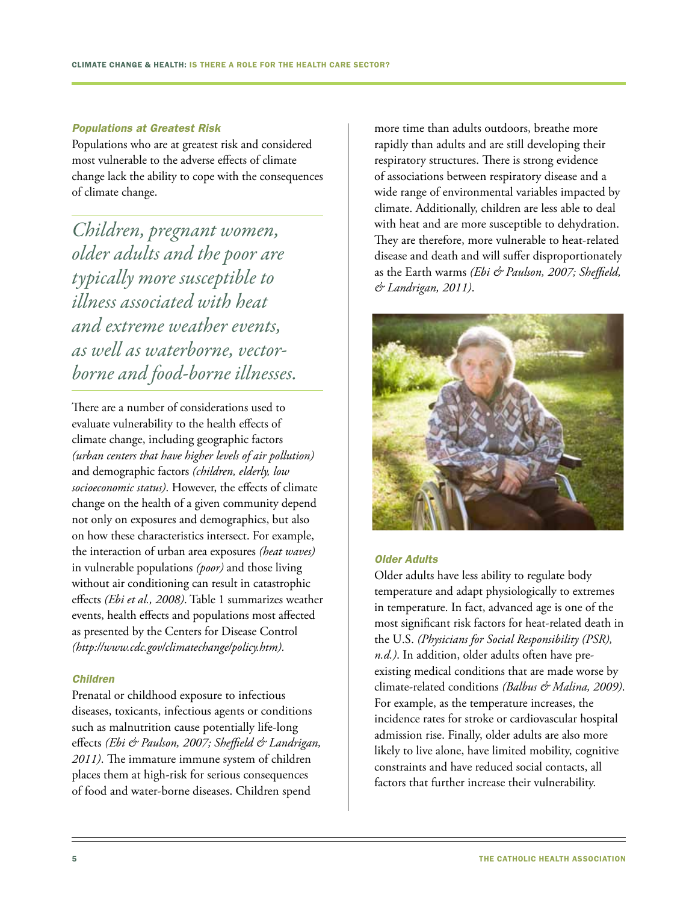### *Populations at Greatest Risk*

Populations who are at greatest risk and considered most vulnerable to the adverse effects of climate change lack the ability to cope with the consequences of climate change.

> *Children, pregnant women, older adults and the poor are typically more susceptible to illness associated with heat and extreme weather events, as well as waterborne, vector-borne and food-borne illnesses.*

There are a number of considerations used to evaluate vulnerability to the health effects of climate change, including geographic factors *(urban centers that have higher levels of air pollution)* and demographic factors *(children, elderly, low socioeconomic status)*. However, the effects of climate change on the health of a given community depend not only on exposures and demographics, but also on how these characteristics intersect. For example, the interaction of urban area exposures *(heat waves)* in vulnerable populations *(poor)* and those living without air conditioning can result in catastrophic effects *(Ebi et al., 2008)*. Table 1 summarizes weather events, health effects and populations most affected as presented by the Centers for Disease Control *(http://www.cdc.gov/climatechange/policy.htm)*.

### *Children*

Prenatal or childhood exposure to infectious diseases, toxicants, infectious agents or conditions such as malnutrition cause potentially life-long effects *(Ebi & Paulson, 2007; Sheffield & Landrigan, 2011)*. The immature immune system of children places them at high-risk for serious consequences of food and water-borne diseases. Children spend more time than adults outdoors, breathe more rapidly than adults and are still developing their respiratory structures. There is strong evidence of associations between respiratory disease and a wide range of environmental variables impacted by climate. Additionally, children are less able to deal with heat and are more susceptible to dehydration. They are therefore, more vulnerable to heat-related disease and death and will suffer disproportionately as the Earth warms *(Ebi & Paulson, 2007; Sheffield, & Landrigan, 2011)*.

### *Older Adults*

Older adults have less ability to regulate body temperature and adapt physiologically to extremes in temperature. In fact, advanced age is one of the most significant risk factors for heat-related death in the U.S. *(Physicians for Social Responsibility (PSR), n.d.)*. In addition, older adults often have pre-existing medical conditions that are made worse by climate-related conditions *(Balbus & Malina, 2009)*. For example, as the temperature increases, the incidence rates for stroke or cardiovascular hospital admission rise. Finally, older adults are also more likely to live alone, have limited mobility, cognitive constraints and have reduced social contacts, all factors that further increase their vulnerability.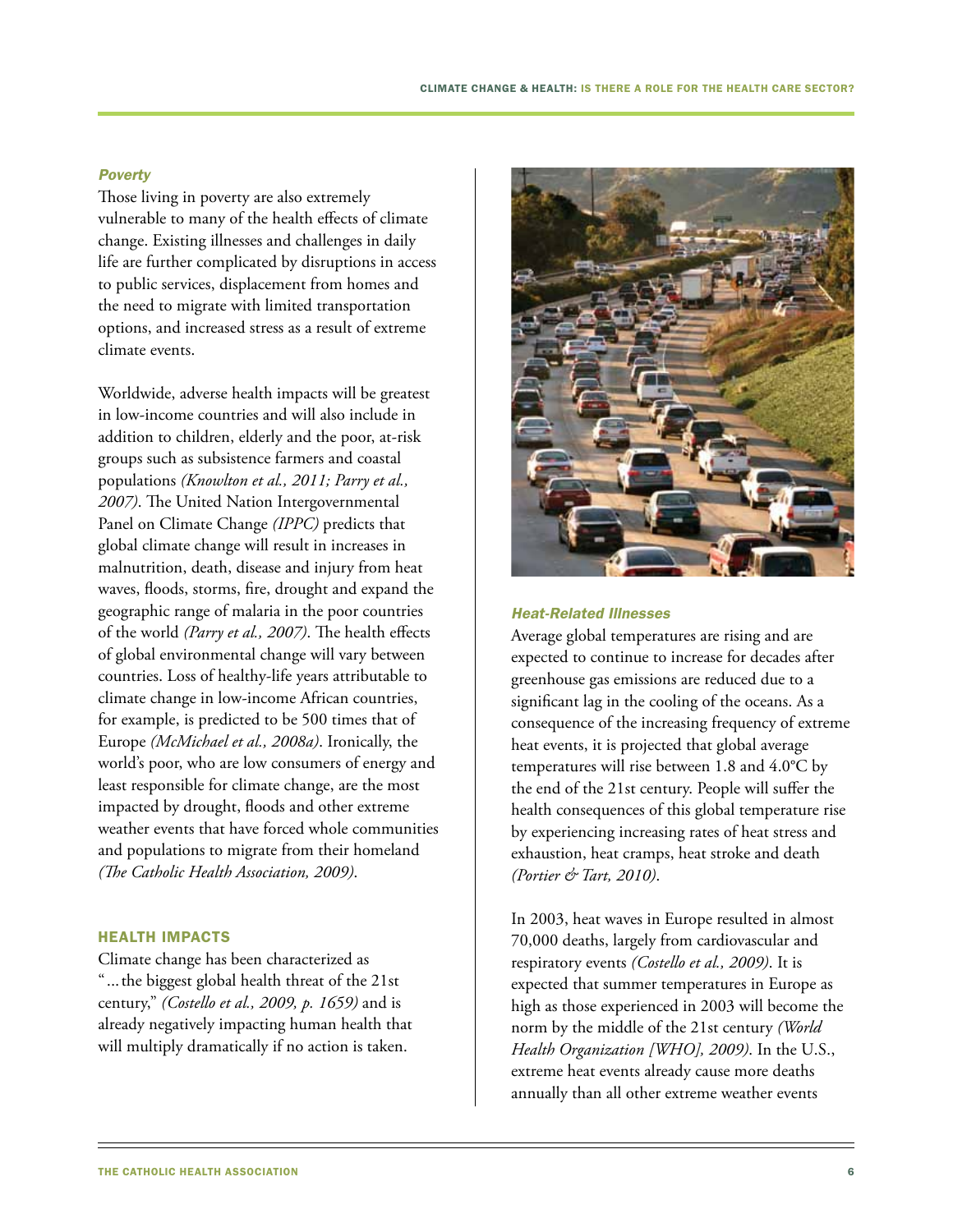### *Poverty*

Those living in poverty are also extremely vulnerable to many of the health effects of climate change. Existing illnesses and challenges in daily life are further complicated by disruptions in access to public services, displacement from homes and the need to migrate with limited transportation options, and increased stress as a result of extreme climate events.

Worldwide, adverse health impacts will be greatest in low-income countries and will also include in addition to children, elderly and the poor, at-risk groups such as subsistence farmers and coastal populations *(Knowlton et al., 2011; Parry et al., 2007)*. The United Nation Intergovernmental Panel on Climate Change *(IPPC)* predicts that global climate change will result in increases in malnutrition, death, disease and injury from heat waves, floods, storms, fire, drought and expand the geographic range of malaria in the poor countries of the world *(Parry et al., 2007)*. The health effects of global environmental change will vary between countries. Loss of healthy-life years attributable to climate change in low-income African countries, for example, is predicted to be 500 times that of Europe *(McMichael et al., 2008a)*. Ironically, the world's poor, who are low consumers of energy and least responsible for climate change, are the most impacted by drought, floods and other extreme weather events that have forced whole communities and populations to migrate from their homeland *(The Catholic Health Association, 2009)*.

## HEALTH IMPACTS

Climate change has been characterized as "…the biggest global health threat of the 21st century," *(Costello et al., 2009, p. 1659)* and is already negatively impacting human health that will multiply dramatically if no action is taken.

### *Heat-Related Illnesses*

Average global temperatures are rising and are expected to continue to increase for decades after greenhouse gas emissions are reduced due to a significant lag in the cooling of the oceans. As a consequence of the increasing frequency of extreme heat events, it is projected that global average temperatures will rise between 1.8 and 4.0°C by the end of the 21st century. People will suffer the health consequences of this global temperature rise by experiencing increasing rates of heat stress and exhaustion, heat cramps, heat stroke and death *(Portier & Tart, 2010)*.

In 2003, heat waves in Europe resulted in almost 70,000 deaths, largely from cardiovascular and respiratory events *(Costello et al., 2009)*. It is expected that summer temperatures in Europe as high as those experienced in 2003 will become the norm by the middle of the 21st century *(World Health Organization [WHO], 2009)*. In the U.S., extreme heat events already cause more deaths annually than all other extreme weather events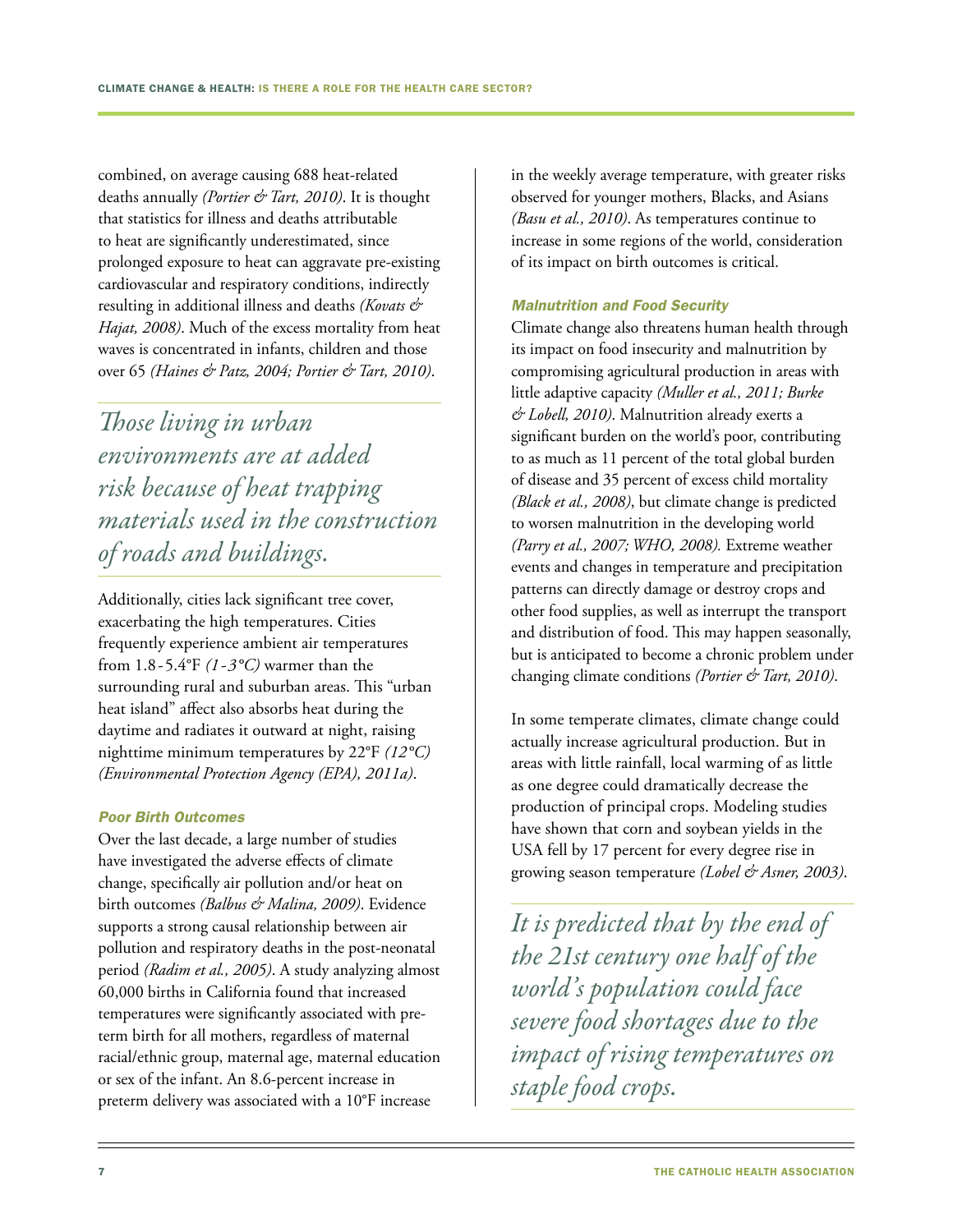combined, on average causing 688 heat-related deaths annually *(Portier & Tart, 2010)*. It is thought that statistics for illness and deaths attributable to heat are significantly underestimated, since prolonged exposure to heat can aggravate pre-existing cardiovascular and respiratory conditions, indirectly resulting in additional illness and deaths *(Kovats & Hajat, 2008)*. Much of the excess mortality from heat waves is concentrated in infants, children and those over 65 *(Haines & Patz, 2004; Portier & Tart, 2010)*.

*Those living in urban environments are at added risk because of heat trapping materials used in the construction of roads and buildings.*

Additionally, cities lack significant tree cover, exacerbating the high temperatures. Cities frequently experience ambient air temperatures from 1.8-5.4°F *(1-3°C)* warmer than the surrounding rural and suburban areas. This "urban heat island" affect also absorbs heat during the daytime and radiates it outward at night, raising nighttime minimum temperatures by 22°F *(12°C)* *(Environmental Protection Agency (EPA), 2011a)*.

### *Poor Birth Outcomes*

Over the last decade, a large number of studies have investigated the adverse effects of climate change, specifically air pollution and/or heat on birth outcomes *(Balbus & Malina, 2009)*. Evidence supports a strong causal relationship between air pollution and respiratory deaths in the post-neonatal period *(Radim et al., 2005)*. A study analyzing almost 60,000 births in California found that increased temperatures were significantly associated with pre-term birth for all mothers, regardless of maternal racial/ethnic group, maternal age, maternal education or sex of the infant. An 8.6-percent increase in preterm delivery was associated with a 10°F increase in the weekly average temperature, with greater risks observed for younger mothers, Blacks, and Asians *(Basu et al., 2010)*. As temperatures continue to increase in some regions of the world, consideration of its impact on birth outcomes is critical.

### *Malnutrition and Food Security*

Climate change also threatens human health through its impact on food insecurity and malnutrition by compromising agricultural production in areas with little adaptive capacity *(Muller et al., 2011; Burke & Lobell, 2010)*. Malnutrition already exerts a significant burden on the world's poor, contributing to as much as 11 percent of the total global burden of disease and 35 percent of excess child mortality *(Black et al., 2008)*, but climate change is predicted to worsen malnutrition in the developing world *(Parry et al., 2007; WHO, 2008).* Extreme weather events and changes in temperature and precipitation patterns can directly damage or destroy crops and other food supplies, as well as interrupt the transport and distribution of food. This may happen seasonally, but is anticipated to become a chronic problem under changing climate conditions *(Portier & Tart, 2010)*.

In some temperate climates, climate change could actually increase agricultural production. But in areas with little rainfall, local warming of as little as one degree could dramatically decrease the production of principal crops. Modeling studies have shown that corn and soybean yields in the USA fell by 17 percent for every degree rise in growing season temperature *(Lobel & Asner, 2003)*.

*It is predicted that by the end of the 21st century one half of the world's population could face severe food shortages due to the impact of rising temperatures on staple food crops.*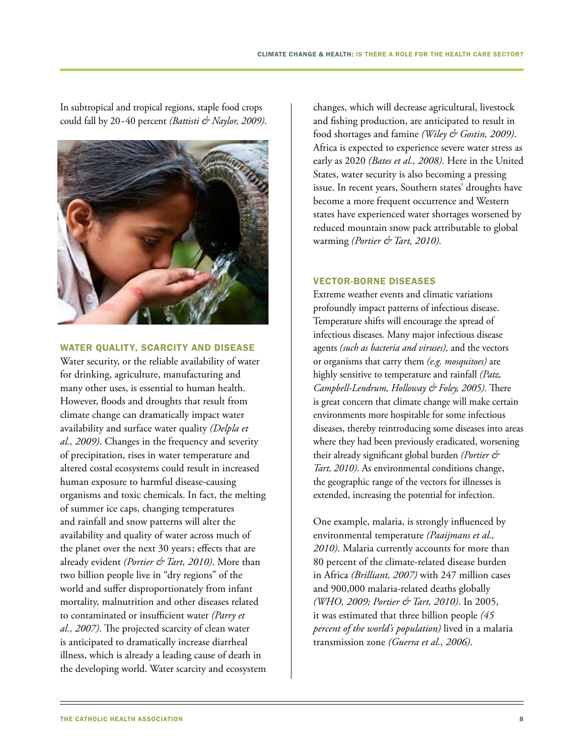In subtropical and tropical regions, staple food crops could fall by 20-40 percent *(Battisti & Naylor, 2009)*.

## WATER QUALITY, SCARCITY AND DISEASE

Water security, or the reliable availability of water for drinking, agriculture, manufacturing and many other uses, is essential to human health. However, floods and droughts that result from climate change can dramatically impact water availability and surface water quality *(Delpla et al., 2009)*. Changes in the frequency and severity of precipitation, rises in water temperature and altered costal ecosystems could result in increased human exposure to harmful disease-causing organisms and toxic chemicals. In fact, the melting of summer ice caps, changing temperatures and rainfall and snow patterns will alter the availability and quality of water across much of the planet over the next 30 years; effects that are already evident *(Portier & Tart, 2010)*. More than two billion people live in "dry regions" of the world and suffer disproportionately from infant mortality, malnutrition and other diseases related to contaminated or insufficient water *(Parry et al., 2007)*. The projected scarcity of clean water is anticipated to dramatically increase diarrheal illness, which is already a leading cause of death in the developing world. Water scarcity and ecosystem changes, which will decrease agricultural, livestock and fishing production, are anticipated to result in food shortages and famine *(Wiley & Gostin, 2009)*. Africa is expected to experience severe water stress as early as 2020 *(Bates et al., 2008)*. Here in the United States, water security is also becoming a pressing issue. In recent years, Southern states' droughts have become a more frequent occurrence and Western states have experienced water shortages worsened by reduced mountain snow pack attributable to global warming *(Portier & Tart, 2010).*

## VECTOR-BORNE DISEASES

Extreme weather events and climatic variations profoundly impact patterns of infectious disease. Temperature shifts will encourage the spread of infectious diseases. Many major infectious disease agents *(such as bacteria and viruses),* and the vectors or organisms that carry them *(e.g. mosquitoes)* are highly sensitive to temperature and rainfall *(Patz, Campbell-Lendrum, Holloway & Foley, 2005)*. There is great concern that climate change will make certain environments more hospitable for some infectious diseases, thereby reintroducing some diseases into areas where they had been previously eradicated, worsening their already significant global burden *(Portier & Tart, 2010)*. As environmental conditions change, the geographic range of the vectors for illnesses is extended, increasing the potential for infection.

One example, malaria, is strongly influenced by environmental temperature *(Paaijmans et al., 2010)*. Malaria currently accounts for more than 80 percent of the climate-related disease burden in Africa *(Brilliant, 2007)* with 247 million cases and 900,000 malaria-related deaths globally *(WHO, 2009; Portier & Tart, 2010)*. In 2005, it was estimated that three billion people *(45 percent of the world's population)* lived in a malaria transmission zone *(Guerra et al., 2006)*.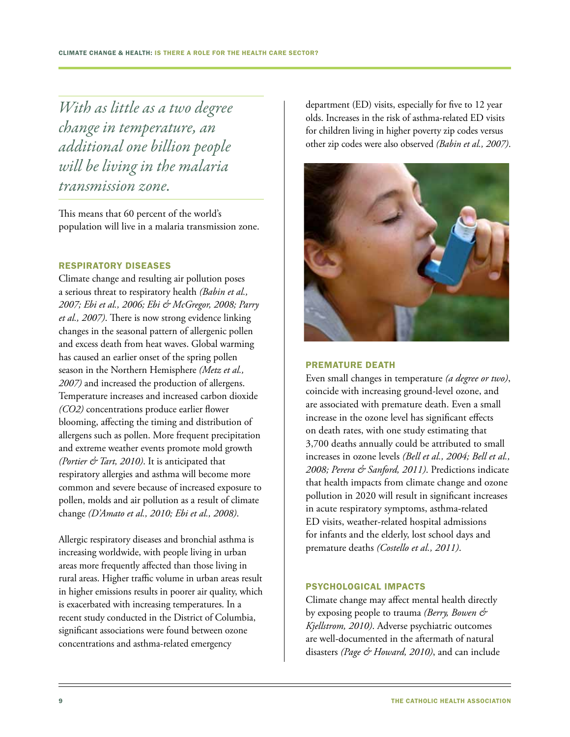*With as little as a two degree change in temperature, an additional one billion people will be living in the malaria transmission zone.*

This means that 60 percent of the world's population will live in a malaria transmission zone.

## RESPIRATORY DISEASES

Climate change and resulting air pollution poses a serious threat to respiratory health *(Babin et al., 2007; Ebi et al., 2006; Ebi & McGregor, 2008; Parry et al., 2007)*. There is now strong evidence linking changes in the seasonal pattern of allergenic pollen and excess death from heat waves. Global warming has caused an earlier onset of the spring pollen season in the Northern Hemisphere *(Metz et al., 2007)* and increased the production of allergens. Temperature increases and increased carbon dioxide *(CO2)* concentrations produce earlier flower blooming, affecting the timing and distribution of allergens such as pollen. More frequent precipitation and extreme weather events promote mold growth *(Portier & Tart, 2010)*. It is anticipated that respiratory allergies and asthma will become more common and severe because of increased exposure to pollen, molds and air pollution as a result of climate change *(D'Amato et al., 2010; Ebi et al., 2008)*.

Allergic respiratory diseases and bronchial asthma is increasing worldwide, with people living in urban areas more frequently affected than those living in rural areas. Higher traffic volume in urban areas result in higher emissions results in poorer air quality, which is exacerbated with increasing temperatures. In a recent study conducted in the District of Columbia, significant associations were found between ozone concentrations and asthma-related emergency department (ED) visits, especially for five to 12 year olds. Increases in the risk of asthma-related ED visits for children living in higher poverty zip codes versus other zip codes were also observed *(Babin et al., 2007)*.

## PREMATURE DEATH

Even small changes in temperature *(a degree or two)*, coincide with increasing ground-level ozone, and are associated with premature death. Even a small increase in the ozone level has significant effects on death rates, with one study estimating that 3,700 deaths annually could be attributed to small increases in ozone levels *(Bell et al., 2004; Bell et al., 2008; Perera & Sanford, 2011)*. Predictions indicate that health impacts from climate change and ozone pollution in 2020 will result in significant increases in acute respiratory symptoms, asthma-related ED visits, weather-related hospital admissions for infants and the elderly, lost school days and premature deaths *(Costello et al., 2011)*.

## PSYCHOLOGICAL IMPACTS

Climate change may affect mental health directly by exposing people to trauma *(Berry, Bowen & Kjellstrom, 2010)*. Adverse psychiatric outcomes are well-documented in the aftermath of natural disasters *(Page & Howard, 2010)*, and can include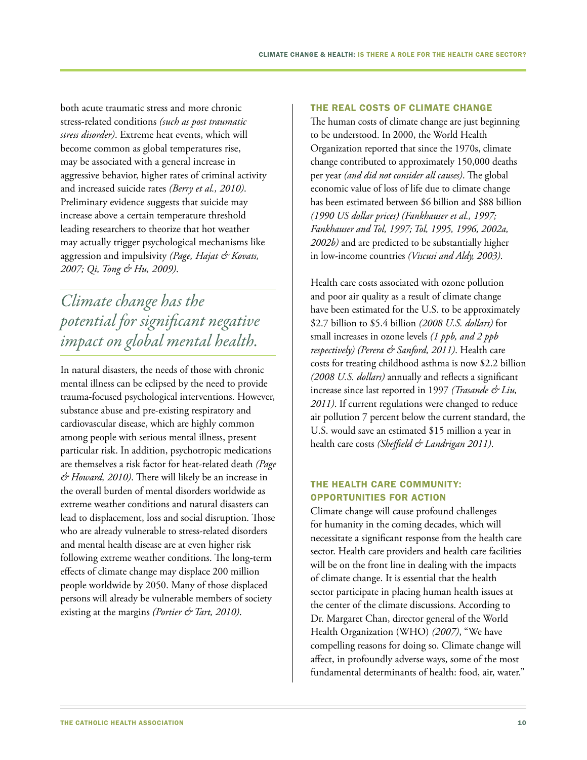both acute traumatic stress and more chronic stress-related conditions *(such as post traumatic stress disorder)*. Extreme heat events, which will become common as global temperatures rise, may be associated with a general increase in aggressive behavior, higher rates of criminal activity and increased suicide rates *(Berry et al., 2010)*. Preliminary evidence suggests that suicide may increase above a certain temperature threshold leading researchers to theorize that hot weather may actually trigger psychological mechanisms like aggression and impulsivity *(Page, Hajat & Kovats, 2007; Qi, Tong & Hu, 2009)*.

*Climate change has the potential for significant negative impact on global mental health.*

In natural disasters, the needs of those with chronic mental illness can be eclipsed by the need to provide trauma-focused psychological interventions. However, substance abuse and pre-existing respiratory and cardiovascular disease, which are highly common among people with serious mental illness, present particular risk. In addition, psychotropic medications are themselves a risk factor for heat-related death *(Page & Howard, 2010)*. There will likely be an increase in the overall burden of mental disorders worldwide as extreme weather conditions and natural disasters can lead to displacement, loss and social disruption. Those who are already vulnerable to stress-related disorders and mental health disease are at even higher risk following extreme weather conditions. The long-term effects of climate change may displace 200 million people worldwide by 2050. Many of those displaced persons will already be vulnerable members of society existing at the margins *(Portier & Tart, 2010)*.

## THE REAL COSTS OF CLIMATE CHANGE

The human costs of climate change are just beginning to be understood. In 2000, the World Health Organization reported that since the 1970s, climate change contributed to approximately 150,000 deaths per year *(and did not consider all causes)*. The global economic value of loss of life due to climate change has been estimated between $6 billion and $88 billion *(1990 US dollar prices) (Fankhauser et al., 1997; Fankhauser and Tol, 1997; Tol, 1995, 1996, 2002a, 2002b)* and are predicted to be substantially higher in low-income countries *(Viscusi and Aldy, 2003)*.

Health care costs associated with ozone pollution and poor air quality as a result of climate change have been estimated for the U.S. to be approximately $2.7 billion to $5.4 billion *(2008 U.S. dollars)* for small increases in ozone levels *(1 ppb, and 2 ppb respectively) (Perera & Sanford, 2011)*. Health care costs for treating childhood asthma is now $2.2 billion *(2008 U.S. dollars)* annually and reflects a significant increase since last reported in 1997 *(Trasande & Liu, 2011)*. If current regulations were changed to reduce air pollution 7 percent below the current standard, the U.S. would save an estimated $15 million a year in health care costs *(Sheffield & Landrigan 2011)*.

## THE HEALTH CARE COMMUNITY: OPPORTUNITIES FOR ACTION

Climate change will cause profound challenges for humanity in the coming decades, which will necessitate a significant response from the health care sector. Health care providers and health care facilities will be on the front line in dealing with the impacts of climate change. It is essential that the health sector participate in placing human health issues at the center of the climate discussions. According to Dr. Margaret Chan, director general of the World Health Organization (WHO) *(2007)*, "We have compelling reasons for doing so. Climate change will affect, in profoundly adverse ways, some of the most fundamental determinants of health: food, air, water."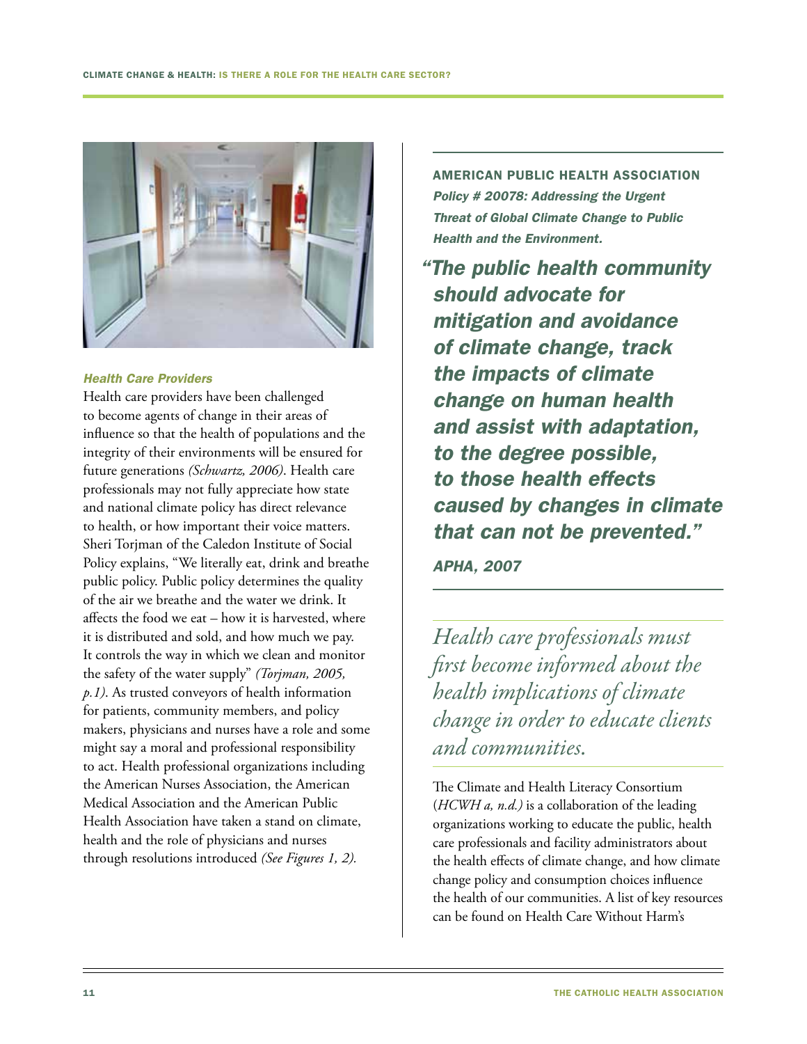### *Health Care Providers*

Health care providers have been challenged to become agents of change in their areas of influence so that the health of populations and the integrity of their environments will be ensured for future generations *(Schwartz, 2006)*. Health care professionals may not fully appreciate how state and national climate policy has direct relevance to health, or how important their voice matters. Sheri Torjman of the Caledon Institute of Social Policy explains, "We literally eat, drink and breathe public policy. Public policy determines the quality of the air we breathe and the water we drink. It affects the food we eat – how it is harvested, where it is distributed and sold, and how much we pay. It controls the way in which we clean and monitor the safety of the water supply" *(Torjman, 2005, p.1)*. As trusted conveyors of health information for patients, community members, and policy makers, physicians and nurses have a role and some might say a moral and professional responsibility to act. Health professional organizations including the American Nurses Association, the American Medical Association and the American Public Health Association have taken a stand on climate, health and the role of physicians and nurses through resolutions introduced *(See Figures 1, 2)*.

---

**AMERICAN PUBLIC HEALTH ASSOCIATION**
***Policy # 20078: Addressing the Urgent Threat of Global Climate Change to Public Health and the Environment.***

***"The public health community should advocate for mitigation and avoidance of climate change, track the impacts of climate change on human health and assist with adaptation, to the degree possible, to those health effects caused by changes in climate that can not be prevented."***

***APHA, 2007***

---

*Health care professionals must first become informed about the health implications of climate change in order to educate clients and communities.*

---

The Climate and Health Literacy Consortium (*HCWH a, n.d.)* is a collaboration of the leading organizations working to educate the public, health care professionals and facility administrators about the health effects of climate change, and how climate change policy and consumption choices influence the health of our communities. A list of key resources can be found on Health Care Without Harm's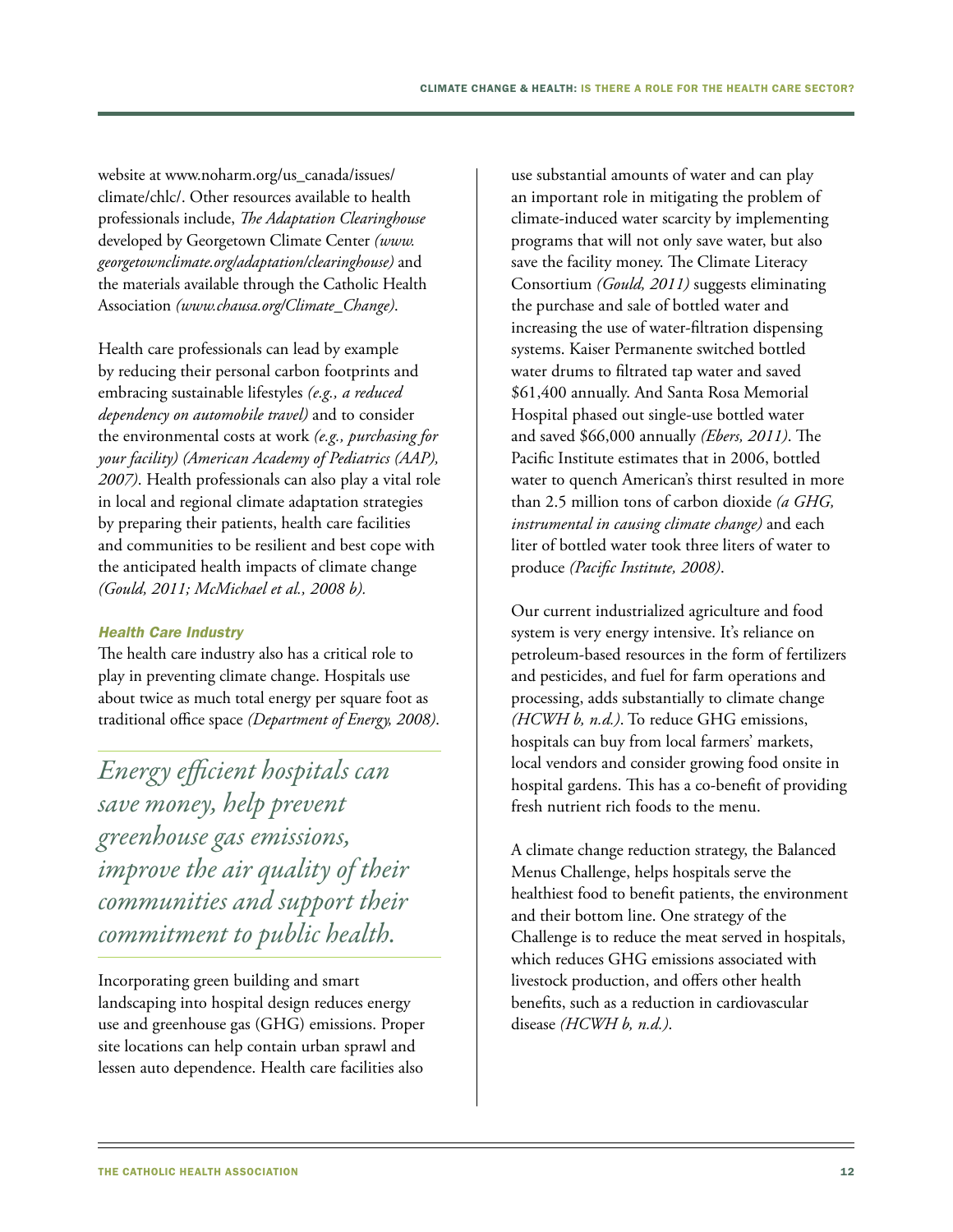website at www.noharm.org/us_canada/issues/climate/chlc/. Other resources available to health professionals include, *The Adaptation Clearinghouse* developed by Georgetown Climate Center *(www.georgetownclimate.org/adaptation/clearinghouse)* and the materials available through the Catholic Health Association *(www.chausa.org/Climate_Change)*.

Health care professionals can lead by example by reducing their personal carbon footprints and embracing sustainable lifestyles *(e.g., a reduced dependency on automobile travel)* and to consider the environmental costs at work *(e.g., purchasing for your facility) (American Academy of Pediatrics (AAP), 2007)*. Health professionals can also play a vital role in local and regional climate adaptation strategies by preparing their patients, health care facilities and communities to be resilient and best cope with the anticipated health impacts of climate change *(Gould, 2011; McMichael et al., 2008 b).*

### *Health Care Industry*

The health care industry also has a critical role to play in preventing climate change. Hospitals use about twice as much total energy per square foot as traditional office space *(Department of Energy, 2008)*.

> *Energy efficient hospitals can save money, help prevent greenhouse gas emissions, improve the air quality of their communities and support their commitment to public health.*

Incorporating green building and smart landscaping into hospital design reduces energy use and greenhouse gas (GHG) emissions. Proper site locations can help contain urban sprawl and lessen auto dependence. Health care facilities also use substantial amounts of water and can play an important role in mitigating the problem of climate-induced water scarcity by implementing programs that will not only save water, but also save the facility money. The Climate Literacy Consortium *(Gould, 2011)* suggests eliminating the purchase and sale of bottled water and increasing the use of water-filtration dispensing systems. Kaiser Permanente switched bottled water drums to filtrated tap water and saved $61,400 annually. And Santa Rosa Memorial Hospital phased out single-use bottled water and saved $66,000 annually *(Ebers, 2011)*. The Pacific Institute estimates that in 2006, bottled water to quench American's thirst resulted in more than 2.5 million tons of carbon dioxide *(a GHG, instrumental in causing climate change)* and each liter of bottled water took three liters of water to produce *(Pacific Institute, 2008)*.

Our current industrialized agriculture and food system is very energy intensive. It's reliance on petroleum-based resources in the form of fertilizers and pesticides, and fuel for farm operations and processing, adds substantially to climate change *(HCWH b, n.d.)*. To reduce GHG emissions, hospitals can buy from local farmers' markets, local vendors and consider growing food onsite in hospital gardens. This has a co-benefit of providing fresh nutrient rich foods to the menu.

A climate change reduction strategy, the Balanced Menus Challenge, helps hospitals serve the healthiest food to benefit patients, the environment and their bottom line. One strategy of the Challenge is to reduce the meat served in hospitals, which reduces GHG emissions associated with livestock production, and offers other health benefits, such as a reduction in cardiovascular disease *(HCWH b, n.d.)*.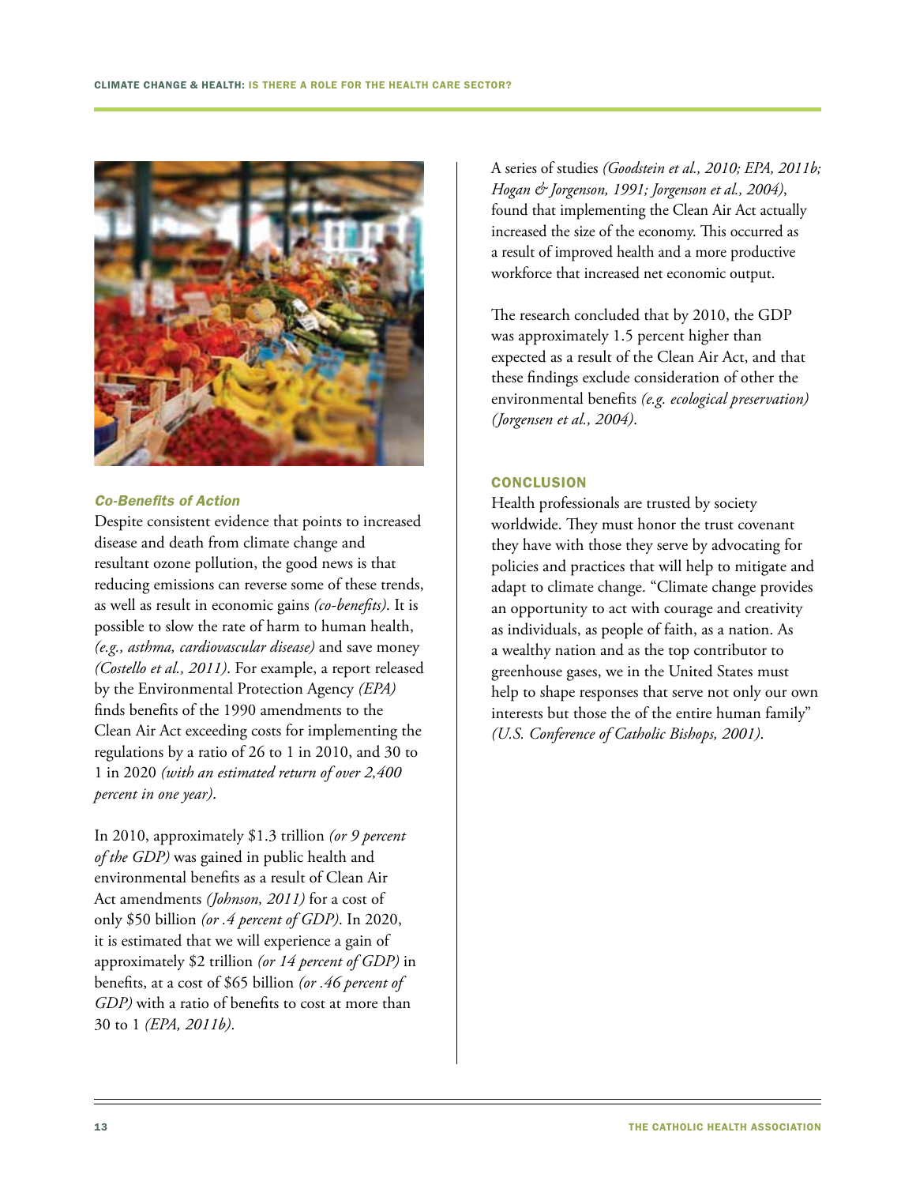### *Co-Benefits of Action*

Despite consistent evidence that points to increased disease and death from climate change and resultant ozone pollution, the good news is that reducing emissions can reverse some of these trends, as well as result in economic gains *(co-benefits)*. It is possible to slow the rate of harm to human health, *(e.g., asthma, cardiovascular disease)* and save money *(Costello et al., 2011)*. For example, a report released by the Environmental Protection Agency *(EPA)* finds benefits of the 1990 amendments to the Clean Air Act exceeding costs for implementing the regulations by a ratio of 26 to 1 in 2010, and 30 to 1 in 2020 *(with an estimated return of over 2,400 percent in one year)*.

In 2010, approximately $1.3 trillion *(or 9 percent of the GDP)* was gained in public health and environmental benefits as a result of Clean Air Act amendments *(Johnson, 2011)* for a cost of only $50 billion *(or .4 percent of GDP)*. In 2020, it is estimated that we will experience a gain of approximately $2 trillion *(or 14 percent of GDP)* in benefits, at a cost of $65 billion *(or .46 percent of GDP)* with a ratio of benefits to cost at more than 30 to 1 *(EPA, 2011b)*.

A series of studies *(Goodstein et al., 2010; EPA, 2011b; Hogan & Jorgenson, 1991; Jorgenson et al., 2004)*, found that implementing the Clean Air Act actually increased the size of the economy. This occurred as a result of improved health and a more productive workforce that increased net economic output.

The research concluded that by 2010, the GDP was approximately 1.5 percent higher than expected as a result of the Clean Air Act, and that these findings exclude consideration of other the environmental benefits *(e.g. ecological preservation) (Jorgensen et al., 2004)*.

## CONCLUSION

Health professionals are trusted by society worldwide. They must honor the trust covenant they have with those they serve by advocating for policies and practices that will help to mitigate and adapt to climate change. "Climate change provides an opportunity to act with courage and creativity as individuals, as people of faith, as a nation. As a wealthy nation and as the top contributor to greenhouse gases, we in the United States must help to shape responses that serve not only our own interests but those the of the entire human family" *(U.S. Conference of Catholic Bishops, 2001)*.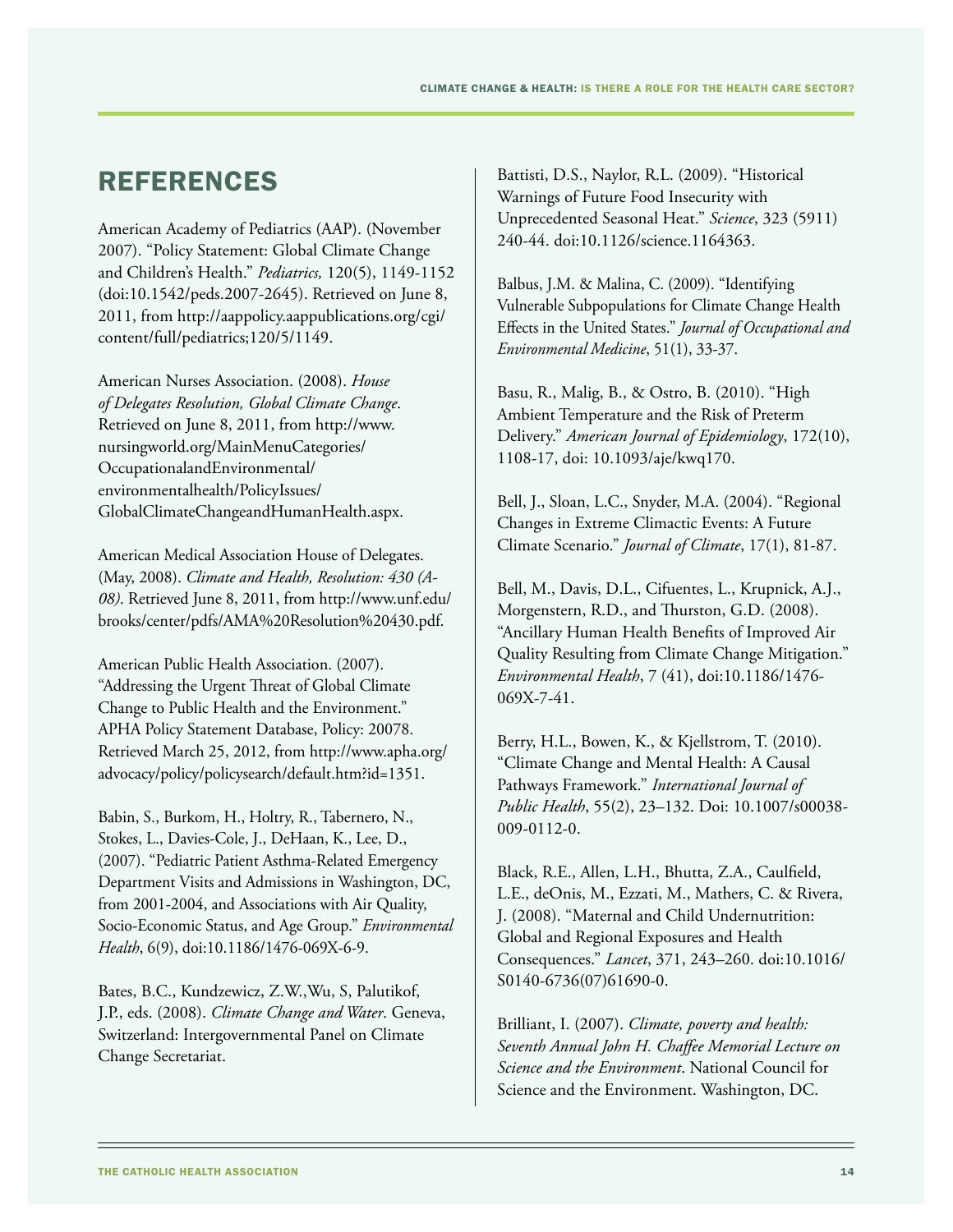## REFERENCES

American Academy of Pediatrics (AAP). (November 2007). "Policy Statement: Global Climate Change and Children's Health." *Pediatrics,* 120(5), 1149-1152 (doi:10.1542/peds.2007-2645). Retrieved on June 8, 2011, from http://aappolicy.aappublications.org/cgi/content/full/pediatrics;120/5/1149.

American Nurses Association. (2008). *House of Delegates Resolution, Global Climate Change*. Retrieved on June 8, 2011, from http://www.nursingworld.org/MainMenuCategories/OccupationalandEnvironmental/environmentalhealth/PolicyIssues/GlobalClimateChangeandHumanHealth.aspx.

American Medical Association House of Delegates. (May, 2008). *Climate and Health, Resolution: 430 (A-08)*. Retrieved June 8, 2011, from http://www.unf.edu/brooks/center/pdfs/AMA%20Resolution%20430.pdf.

American Public Health Association. (2007). "Addressing the Urgent Threat of Global Climate Change to Public Health and the Environment." APHA Policy Statement Database, Policy: 20078. Retrieved March 25, 2012, from http://www.apha.org/advocacy/policy/policysearch/default.htm?id=1351.

Babin, S., Burkom, H., Holtry, R., Tabernero, N., Stokes, L., Davies-Cole, J., DeHaan, K., Lee, D., (2007). "Pediatric Patient Asthma-Related Emergency Department Visits and Admissions in Washington, DC, from 2001-2004, and Associations with Air Quality, Socio-Economic Status, and Age Group." *Environmental Health*, 6(9), doi:10.1186/1476-069X-6-9.

Bates, B.C., Kundzewicz, Z.W.,Wu, S, Palutikof, J.P., eds. (2008). *Climate Change and Water*. Geneva, Switzerland: Intergovernmental Panel on Climate Change Secretariat.

Battisti, D.S., Naylor, R.L. (2009). "Historical Warnings of Future Food Insecurity with Unprecedented Seasonal Heat." *Science*, 323 (5911) 240-44. doi:10.1126/science.1164363.

Balbus, J.M. & Malina, C. (2009). "Identifying Vulnerable Subpopulations for Climate Change Health Effects in the United States." *Journal of Occupational and Environmental Medicine*, 51(1), 33-37.

Basu, R., Malig, B., & Ostro, B. (2010). "High Ambient Temperature and the Risk of Preterm Delivery." *American Journal of Epidemiology*, 172(10), 1108-17, doi: 10.1093/aje/kwq170.

Bell, J., Sloan, L.C., Snyder, M.A. (2004). "Regional Changes in Extreme Climactic Events: A Future Climate Scenario." *Journal of Climate*, 17(1), 81-87.

Bell, M., Davis, D.L., Cifuentes, L., Krupnick, A.J., Morgenstern, R.D., and Thurston, G.D. (2008). "Ancillary Human Health Benefits of Improved Air Quality Resulting from Climate Change Mitigation." *Environmental Health*, 7 (41), doi:10.1186/1476-069X-7-41.

Berry, H.L., Bowen, K., & Kjellstrom, T. (2010). "Climate Change and Mental Health: A Causal Pathways Framework." *International Journal of Public Health*, 55(2), 23–132. Doi: 10.1007/s00038-009-0112-0.

Black, R.E., Allen, L.H., Bhutta, Z.A., Caulfield, L.E., deOnis, M., Ezzati, M., Mathers, C. & Rivera, J. (2008). "Maternal and Child Undernutrition: Global and Regional Exposures and Health Consequences." *Lancet*, 371, 243–260. doi:10.1016/S0140-6736(07)61690-0.

Brilliant, I. (2007). *Climate, poverty and health: Seventh Annual John H. Chaffee Memorial Lecture on Science and the Environment*. National Council for Science and the Environment. Washington, DC.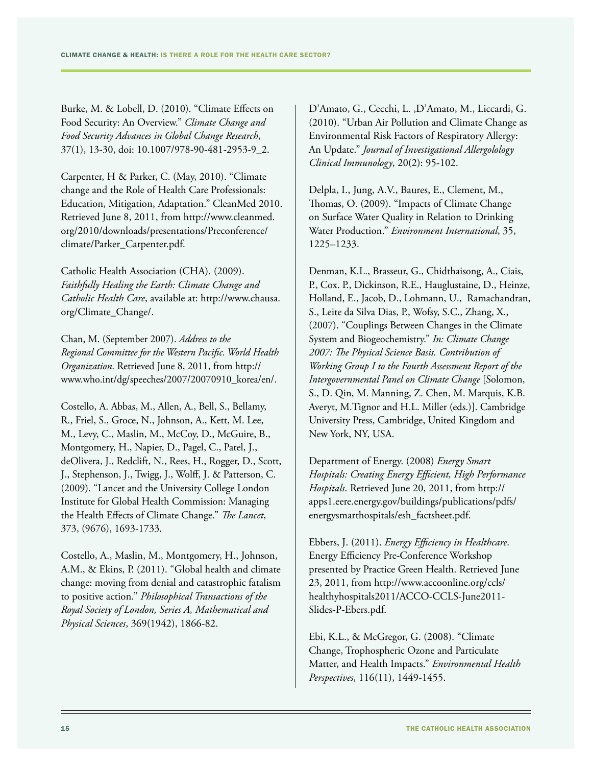Burke, M. & Lobell, D. (2010). "Climate Effects on Food Security: An Overview." *Climate Change and Food Security Advances in Global Change Research*, 37(1), 13-30, doi: 10.1007/978-90-481-2953-9_2.

Carpenter, H & Parker, C. (May, 2010). "Climate change and the Role of Health Care Professionals: Education, Mitigation, Adaptation." CleanMed 2010. Retrieved June 8, 2011, from http://www.cleanmed.org/2010/downloads/presentations/Preconference/climate/Parker_Carpenter.pdf.

Catholic Health Association (CHA). (2009). *Faithfully Healing the Earth: Climate Change and Catholic Health Care*, available at: http://www.chausa.org/Climate_Change/.

Chan, M. (September 2007). *Address to the Regional Committee for the Western Pacific. World Health Organization*. Retrieved June 8, 2011, from http://www.who.int/dg/speeches/2007/20070910_korea/en/.

Costello, A. Abbas, M., Allen, A., Bell, S., Bellamy, R., Friel, S., Groce, N., Johnson, A., Kett, M. Lee, M., Levy, C., Maslin, M., McCoy, D., McGuire, B., Montgomery, H., Napier, D., Pagel, C., Patel, J., deOlivera, J., Redclift, N., Rees, H., Rogger, D., Scott, J., Stephenson, J., Twigg, J., Wolff, J. & Patterson, C. (2009). "Lancet and the University College London Institute for Global Health Commission: Managing the Health Effects of Climate Change." *The Lancet*, 373, (9676), 1693-1733.

Costello, A., Maslin, M., Montgomery, H., Johnson, A.M., & Ekins, P. (2011). "Global health and climate change: moving from denial and catastrophic fatalism to positive action." *Philosophical Transactions of the Royal Society of London, Series A, Mathematical and Physical Sciences*, 369(1942), 1866-82.

D'Amato, G., Cecchi, L. ,D'Amato, M., Liccardi, G. (2010). "Urban Air Pollution and Climate Change as Environmental Risk Factors of Respiratory Allergy: An Update." *Journal of Investigational Allergolology Clinical Immunology*, 20(2): 95-102.

Delpla, I., Jung, A.V., Baures, E., Clement, M., Thomas, O. (2009). "Impacts of Climate Change on Surface Water Quality in Relation to Drinking Water Production." *Environment International*, 35, 1225–1233.

Denman, K.L., Brasseur, G., Chidthaisong, A., Ciais, P., Cox. P., Dickinson, R.E., Hauglustaine, D., Heinze, Holland, E., Jacob, D., Lohmann, U., Ramachandran, S., Leite da Silva Dias, P., Wofsy, S.C., Zhang, X., (2007). "Couplings Between Changes in the Climate System and Biogeochemistry." *In: Climate Change 2007: The Physical Science Basis. Contribution of Working Group I to the Fourth Assessment Report of the Intergovernmental Panel on Climate Change* [Solomon, S., D. Qin, M. Manning, Z. Chen, M. Marquis, K.B. Averyt, M.Tignor and H.L. Miller (eds.)]. Cambridge University Press, Cambridge, United Kingdom and New York, NY, USA.

Department of Energy. (2008) *Energy Smart Hospitals: Creating Energy Efficient, High Performance Hospitals*. Retrieved June 20, 2011, from http://apps1.eere.energy.gov/buildings/publications/pdfs/energysmarthospitals/esh_factsheet.pdf.

Ebbers, J. (2011). *Energy Efficiency in Healthcare*. Energy Efficiency Pre-Conference Workshop presented by Practice Green Health. Retrieved June 23, 2011, from http://www.accoonline.org/ccls/healthyhospitals2011/ACCO-CCLS-June2011-Slides-P-Ebers.pdf.

Ebi, K.L., & McGregor, G. (2008). "Climate Change, Trophospheric Ozone and Particulate Matter, and Health Impacts." *Environmental Health Perspectives*, 116(11), 1449-1455.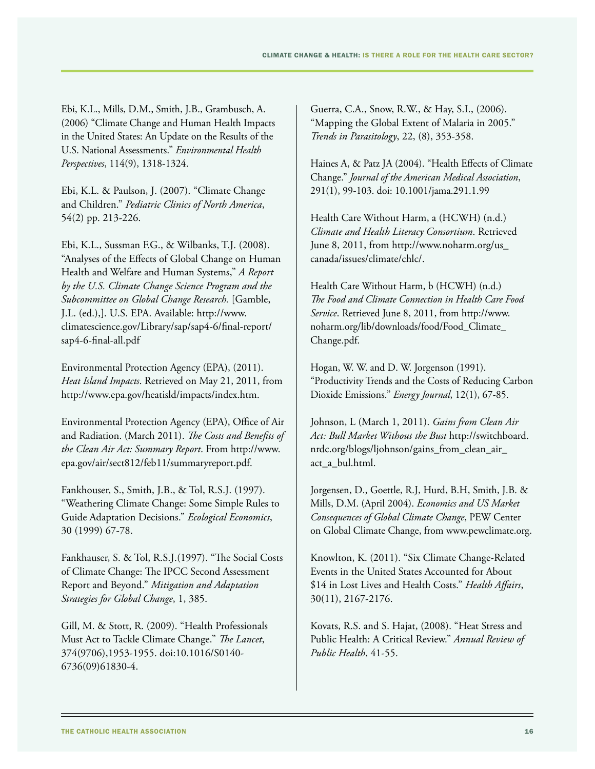Ebi, K.L., Mills, D.M., Smith, J.B., Grambusch, A. (2006) "Climate Change and Human Health Impacts in the United States: An Update on the Results of the U.S. National Assessments." *Environmental Health Perspectives*, 114(9), 1318-1324.

Ebi, K.L. & Paulson, J. (2007). "Climate Change and Children." *Pediatric Clinics of North America*, 54(2) pp. 213-226.

Ebi, K.L., Sussman F.G., & Wilbanks, T.J. (2008). "Analyses of the Effects of Global Change on Human Health and Welfare and Human Systems," *A Report by the U.S. Climate Change Science Program and the Subcommittee on Global Change Research.* [Gamble, J.L. (ed.),]. U.S. EPA. Available: http://www.climatescience.gov/Library/sap/sap4-6/final-report/sap4-6-final-all.pdf

Environmental Protection Agency (EPA), (2011). *Heat Island Impacts*. Retrieved on May 21, 2011, from http://www.epa.gov/heatisld/impacts/index.htm.

Environmental Protection Agency (EPA), Office of Air and Radiation. (March 2011). *The Costs and Benefits of the Clean Air Act: Summary Report*. From http://www.epa.gov/air/sect812/feb11/summaryreport.pdf.

Fankhouser, S., Smith, J.B., & Tol, R.S.J. (1997). "Weathering Climate Change: Some Simple Rules to Guide Adaptation Decisions." *Ecological Economics*, 30 (1999) 67-78.

Fankhauser, S. & Tol, R.S.J.(1997). "The Social Costs of Climate Change: The IPCC Second Assessment Report and Beyond." *Mitigation and Adaptation Strategies for Global Change*, 1, 385.

Gill, M. & Stott, R. (2009). "Health Professionals Must Act to Tackle Climate Change." *The Lancet*, 374(9706),1953-1955. doi:10.1016/S0140-6736(09)61830-4.

Guerra, C.A., Snow, R.W., & Hay, S.I., (2006). "Mapping the Global Extent of Malaria in 2005." *Trends in Parasitology*, 22, (8), 353-358.

Haines A, & Patz JA (2004). "Health Effects of Climate Change." *Journal of the American Medical Association*, 291(1), 99-103. doi: 10.1001/jama.291.1.99

Health Care Without Harm, a (HCWH) (n.d.) *Climate and Health Literacy Consortium*. Retrieved June 8, 2011, from http://www.noharm.org/us_canada/issues/climate/chlc/.

Health Care Without Harm, b (HCWH) (n.d.) *The Food and Climate Connection in Health Care Food Service*. Retrieved June 8, 2011, from http://www.noharm.org/lib/downloads/food/Food_Climate_Change.pdf.

Hogan, W. W. and D. W. Jorgenson (1991). "Productivity Trends and the Costs of Reducing Carbon Dioxide Emissions." *Energy Journal*, 12(1), 67-85.

Johnson, L (March 1, 2011). *Gains from Clean Air Act: Bull Market Without the Bust* http://switchboard.nrdc.org/blogs/ljohnson/gains_from_clean_air_act_a_bul.html.

Jorgensen, D., Goettle, R.J, Hurd, B.H, Smith, J.B. & Mills, D.M. (April 2004). *Economics and US Market Consequences of Global Climate Change*, PEW Center on Global Climate Change, from www.pewclimate.org.

Knowlton, K. (2011). "Six Climate Change-Related Events in the United States Accounted for About $14 in Lost Lives and Health Costs." *Health Affairs*, 30(11), 2167-2176.

Kovats, R.S. and S. Hajat, (2008). "Heat Stress and Public Health: A Critical Review." *Annual Review of Public Health*, 41-55.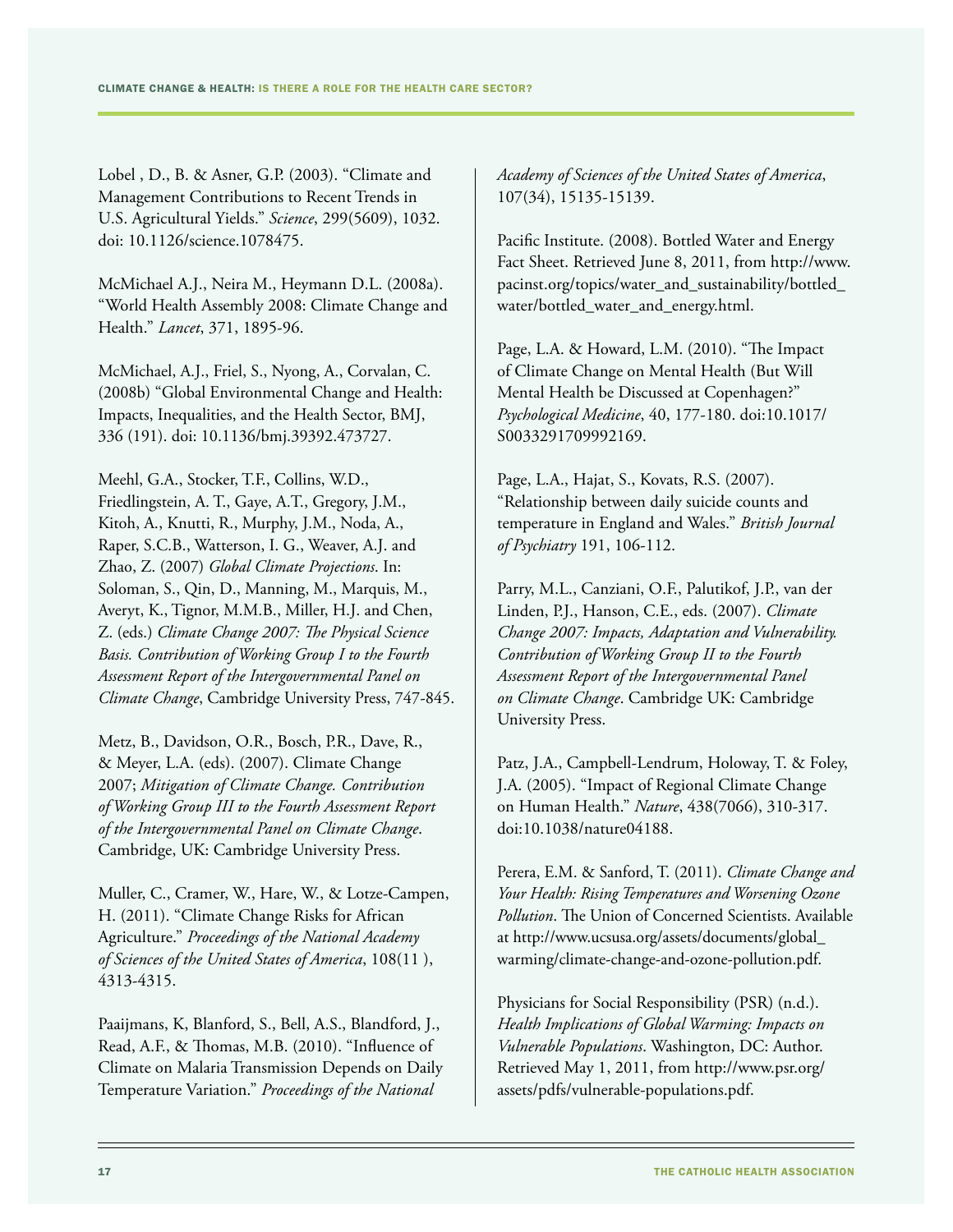Lobel , D., B. & Asner, G.P. (2003). "Climate and Management Contributions to Recent Trends in U.S. Agricultural Yields." *Science*, 299(5609), 1032. doi: 10.1126/science.1078475.

McMichael A.J., Neira M., Heymann D.L. (2008a). "World Health Assembly 2008: Climate Change and Health." *Lancet*, 371, 1895-96.

McMichael, A.J., Friel, S., Nyong, A., Corvalan, C. (2008b) "Global Environmental Change and Health: Impacts, Inequalities, and the Health Sector, BMJ, 336 (191). doi: 10.1136/bmj.39392.473727.

Meehl, G.A., Stocker, T.F., Collins, W.D., Friedlingstein, A. T., Gaye, A.T., Gregory, J.M., Kitoh, A., Knutti, R., Murphy, J.M., Noda, A., Raper, S.C.B., Watterson, I. G., Weaver, A.J. and Zhao, Z. (2007) *Global Climate Projections*. In: Soloman, S., Qin, D., Manning, M., Marquis, M., Averyt, K., Tignor, M.M.B., Miller, H.J. and Chen, Z. (eds.) *Climate Change 2007: The Physical Science Basis. Contribution of Working Group I to the Fourth Assessment Report of the Intergovernmental Panel on Climate Change*, Cambridge University Press, 747-845.

Metz, B., Davidson, O.R., Bosch, P.R., Dave, R., & Meyer, L.A. (eds). (2007). Climate Change 2007; *Mitigation of Climate Change. Contribution of Working Group III to the Fourth Assessment Report of the Intergovernmental Panel on Climate Change*. Cambridge, UK: Cambridge University Press.

Muller, C., Cramer, W., Hare, W., & Lotze-Campen, H. (2011). "Climate Change Risks for African Agriculture." *Proceedings of the National Academy of Sciences of the United States of America*, 108(11 ), 4313-4315.

Paaijmans, K, Blanford, S., Bell, A.S., Blandford, J., Read, A.F., & Thomas, M.B. (2010). "Influence of Climate on Malaria Transmission Depends on Daily Temperature Variation." *Proceedings of the National Academy of Sciences of the United States of America*, 107(34), 15135-15139.

Pacific Institute. (2008). Bottled Water and Energy Fact Sheet. Retrieved June 8, 2011, from http://www.pacinst.org/topics/water_and_sustainability/bottled_water/bottled_water_and_energy.html.

Page, L.A. & Howard, L.M. (2010). "The Impact of Climate Change on Mental Health (But Will Mental Health be Discussed at Copenhagen?" *Psychological Medicine*, 40, 177-180. doi:10.1017/S0033291709992169.

Page, L.A., Hajat, S., Kovats, R.S. (2007). "Relationship between daily suicide counts and temperature in England and Wales." *British Journal of Psychiatry* 191, 106-112.

Parry, M.L., Canziani, O.F., Palutikof, J.P., van der Linden, P.J., Hanson, C.E., eds. (2007). *Climate Change 2007: Impacts, Adaptation and Vulnerability. Contribution of Working Group II to the Fourth Assessment Report of the Intergovernmental Panel on Climate Change*. Cambridge UK: Cambridge University Press.

Patz, J.A., Campbell-Lendrum, Holoway, T. & Foley, J.A. (2005). "Impact of Regional Climate Change on Human Health." *Nature*, 438(7066), 310-317. doi:10.1038/nature04188.

Perera, E.M. & Sanford, T. (2011). *Climate Change and Your Health: Rising Temperatures and Worsening Ozone Pollution*. The Union of Concerned Scientists. Available at http://www.ucsusa.org/assets/documents/global_warming/climate-change-and-ozone-pollution.pdf.

Physicians for Social Responsibility (PSR) (n.d.). *Health Implications of Global Warming: Impacts on Vulnerable Populations*. Washington, DC: Author. Retrieved May 1, 2011, from http://www.psr.org/assets/pdfs/vulnerable-populations.pdf.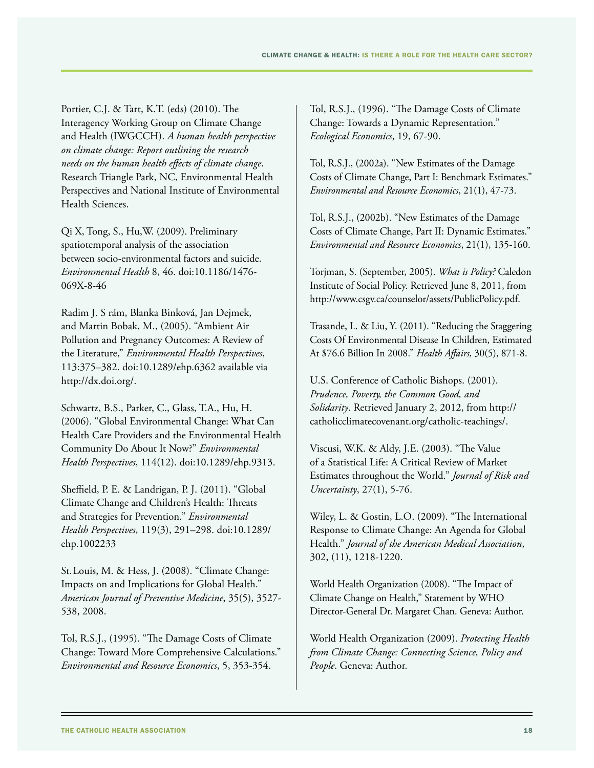Portier, C.J. & Tart, K.T. (eds) (2010). The Interagency Working Group on Climate Change and Health (IWGCCH). *A human health perspective on climate change: Report outlining the research needs on the human health effects of climate change*. Research Triangle Park, NC, Environmental Health Perspectives and National Institute of Environmental Health Sciences.

Qi X, Tong, S., Hu,W. (2009). Preliminary spatiotemporal analysis of the association between socio-environmental factors and suicide. *Environmental Health* 8, 46. doi:10.1186/1476-069X-8-46

Radim J. S rám, Blanka Binková, Jan Dejmek, and Martin Bobak, M., (2005). "Ambient Air Pollution and Pregnancy Outcomes: A Review of the Literature," *Environmental Health Perspectives*, 113:375–382. doi:10.1289/ehp.6362 available via http://dx.doi.org/.

Schwartz, B.S., Parker, C., Glass, T.A., Hu, H. (2006). "Global Environmental Change: What Can Health Care Providers and the Environmental Health Community Do About It Now?" *Environmental Health Perspectives*, 114(12). doi:10.1289/ehp.9313.

Sheffield, P. E. & Landrigan, P. J. (2011). "Global Climate Change and Children's Health: Threats and Strategies for Prevention." *Environmental Health Perspectives*, 119(3), 291–298. doi:10.1289/ehp.1002233

St. Louis, M. & Hess, J. (2008). "Climate Change: Impacts on and Implications for Global Health." *American Journal of Preventive Medicine*, 35(5), 3527-538, 2008.

Tol, R.S.J., (1995). "The Damage Costs of Climate Change: Toward More Comprehensive Calculations." *Environmental and Resource Economics*, 5, 353-354.

Tol, R.S.J., (1996). "The Damage Costs of Climate Change: Towards a Dynamic Representation." *Ecological Economics*, 19, 67-90.

Tol, R.S.J., (2002a). "New Estimates of the Damage Costs of Climate Change, Part I: Benchmark Estimates." *Environmental and Resource Economics*, 21(1), 47-73.

Tol, R.S.J., (2002b). "New Estimates of the Damage Costs of Climate Change, Part II: Dynamic Estimates." *Environmental and Resource Economics*, 21(1), 135-160.

Torjman, S. (September, 2005). *What is Policy?* Caledon Institute of Social Policy. Retrieved June 8, 2011, from http://www.csgv.ca/counselor/assets/PublicPolicy.pdf.

Trasande, L. & Liu, Y. (2011). "Reducing the Staggering Costs Of Environmental Disease In Children, Estimated At $76.6 Billion In 2008." *Health Affairs*, 30(5), 871-8.

U.S. Conference of Catholic Bishops. (2001). *Prudence, Poverty, the Common Good, and Solidarity*. Retrieved January 2, 2012, from http://catholicclimatecovenant.org/catholic-teachings/.

Viscusi, W.K. & Aldy, J.E. (2003). "The Value of a Statistical Life: A Critical Review of Market Estimates throughout the World." *Journal of Risk and Uncertainty*, 27(1), 5-76.

Wiley, L. & Gostin, L.O. (2009). "The International Response to Climate Change: An Agenda for Global Health." *Journal of the American Medical Association*, 302, (11), 1218-1220.

World Health Organization (2008). "The Impact of Climate Change on Health," Statement by WHO Director-General Dr. Margaret Chan. Geneva: Author.

World Health Organization (2009). *Protecting Health from Climate Change: Connecting Science, Policy and People*. Geneva: Author.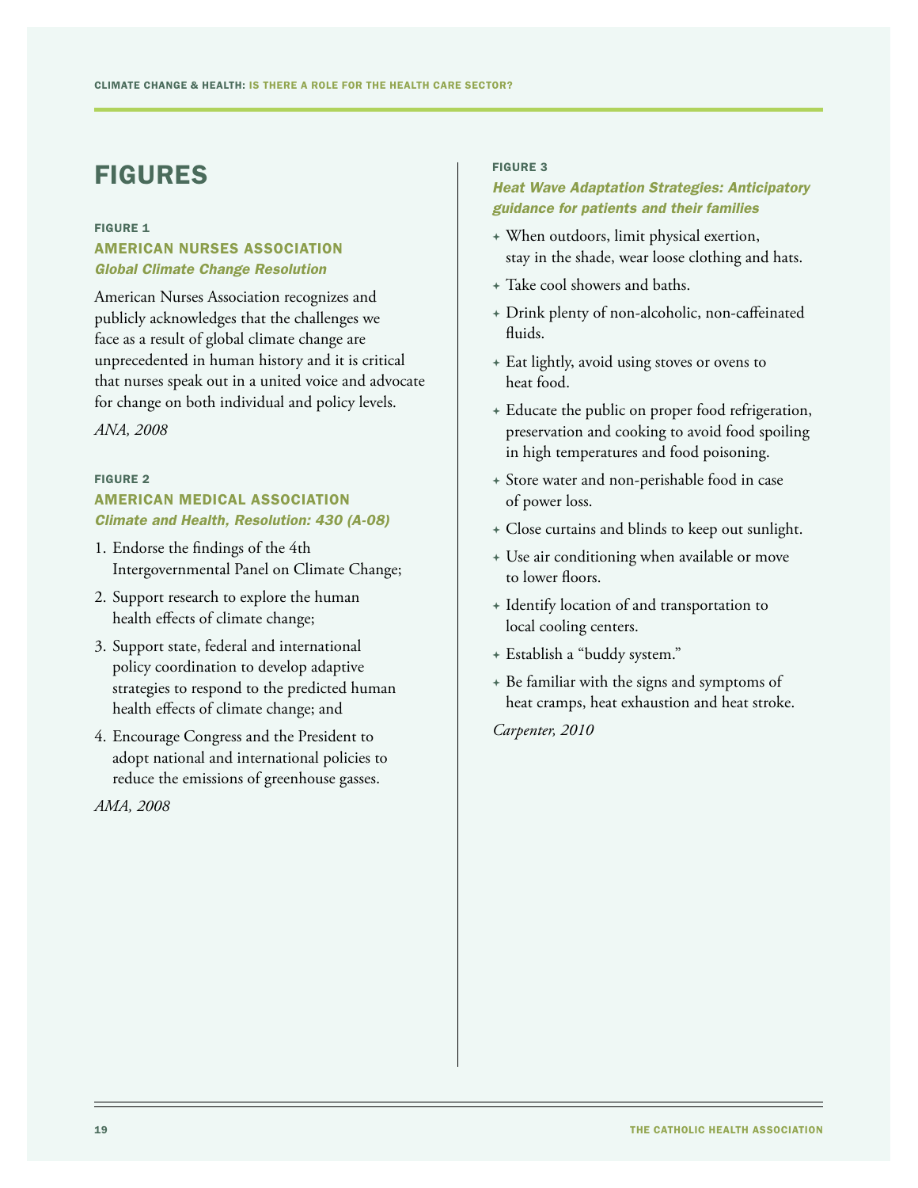# FIGURES

### FIGURE 1

### AMERICAN NURSES ASSOCIATION

*Global Climate Change Resolution*

American Nurses Association recognizes and publicly acknowledges that the challenges we face as a result of global climate change are unprecedented in human history and it is critical that nurses speak out in a united voice and advocate for change on both individual and policy levels.

*ANA, 2008*

### FIGURE 2

### AMERICAN MEDICAL ASSOCIATION

*Climate and Health, Resolution: 430 (A-08)*

1. Endorse the findings of the 4th Intergovernmental Panel on Climate Change;
2. Support research to explore the human health effects of climate change;
3. Support state, federal and international policy coordination to develop adaptive strategies to respond to the predicted human health effects of climate change; and
4. Encourage Congress and the President to adopt national and international policies to reduce the emissions of greenhouse gasses.

*AMA, 2008*

### FIGURE 3

*Heat Wave Adaptation Strategies: Anticipatory guidance for patients and their families*

+ When outdoors, limit physical exertion, stay in the shade, wear loose clothing and hats.
+ Take cool showers and baths.
+ Drink plenty of non-alcoholic, non-caffeinated fluids.
+ Eat lightly, avoid using stoves or ovens to heat food.
+ Educate the public on proper food refrigeration, preservation and cooking to avoid food spoiling in high temperatures and food poisoning.
+ Store water and non-perishable food in case of power loss.
+ Close curtains and blinds to keep out sunlight.
+ Use air conditioning when available or move to lower floors.
+ Identify location of and transportation to local cooling centers.
+ Establish a "buddy system."
+ Be familiar with the signs and symptoms of heat cramps, heat exhaustion and heat stroke.

*Carpenter, 2010*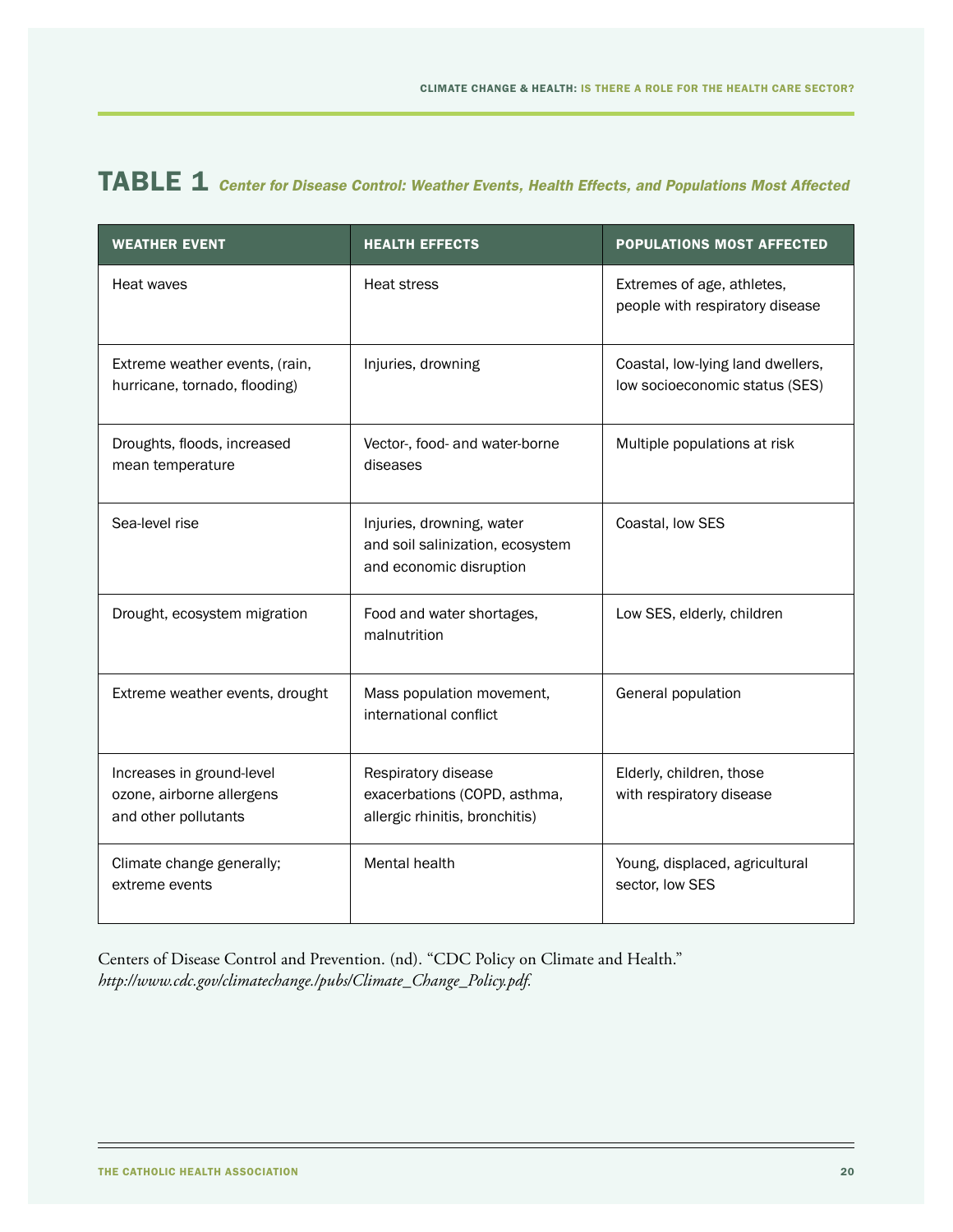## TABLE 1 *Center for Disease Control: Weather Events, Health Effects, and Populations Most Affected*

| WEATHER EVENT | HEALTH EFFECTS | POPULATIONS MOST AFFECTED |
|---|---|---|
| Heat waves | Heat stress | Extremes of age, athletes, people with respiratory disease |
| Extreme weather events, (rain, hurricane, tornado, flooding) | Injuries, drowning | Coastal, low-lying land dwellers, low socioeconomic status (SES) |
| Droughts, floods, increased mean temperature | Vector-, food- and water-borne diseases | Multiple populations at risk |
| Sea-level rise | Injuries, drowning, water and soil salinization, ecosystem and economic disruption | Coastal, low SES |
| Drought, ecosystem migration | Food and water shortages, malnutrition | Low SES, elderly, children |
| Extreme weather events, drought | Mass population movement, international conflict | General population |
| Increases in ground-level ozone, airborne allergens and other pollutants | Respiratory disease exacerbations (COPD, asthma, allergic rhinitis, bronchitis) | Elderly, children, those with respiratory disease |
| Climate change generally; extreme events | Mental health | Young, displaced, agricultural sector, low SES |

Centers of Disease Control and Prevention. (nd). “CDC Policy on Climate and Health.” *http://www.cdc.gov/climatechange./pubs/Climate_Change_Policy.pdf.*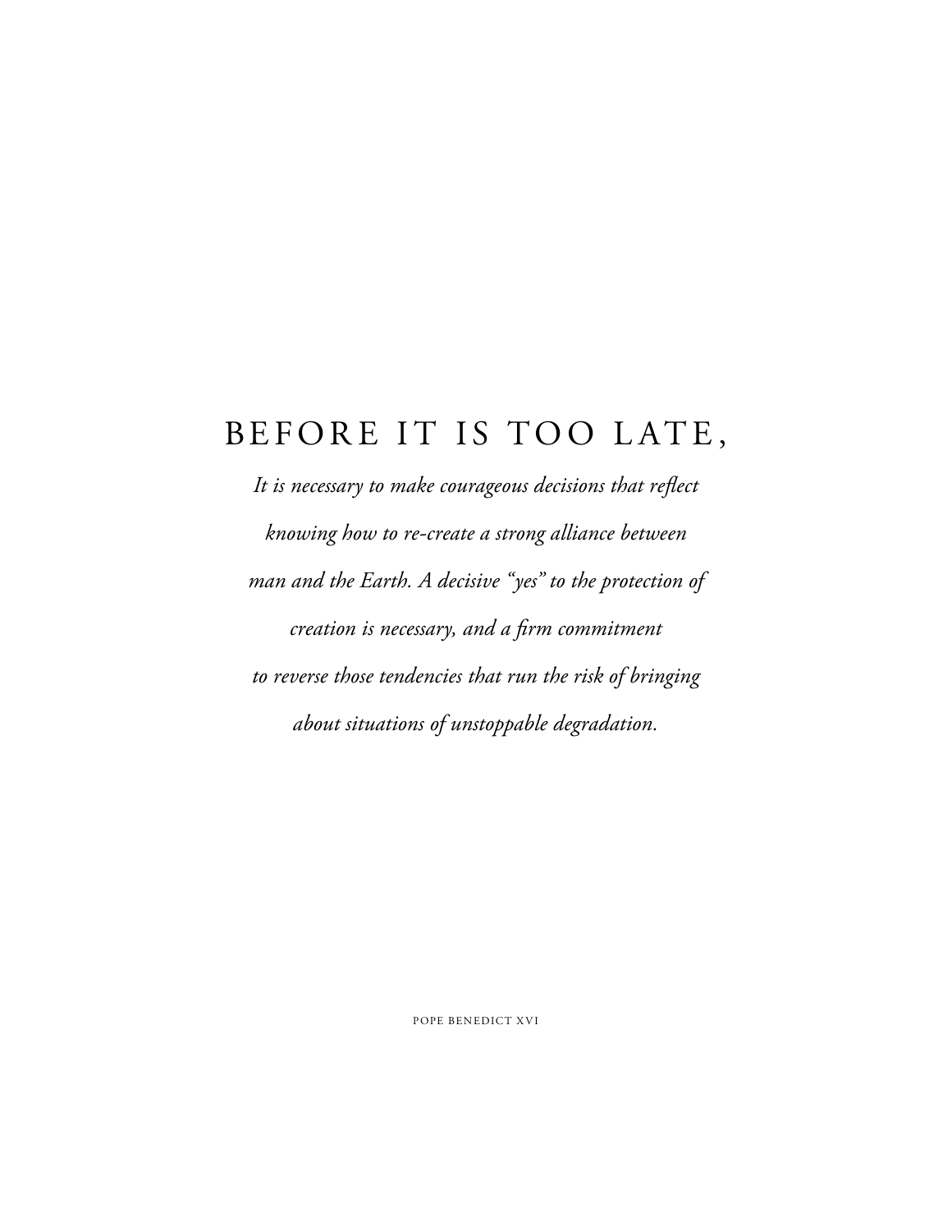# BEFORE IT IS TOO LATE,

*It is necessary to make courageous decisions that reflect knowing how to re-create a strong alliance between man and the Earth. A decisive "yes" to the protection of creation is necessary, and a firm commitment to reverse those tendencies that run the risk of bringing about situations of unstoppable degradation.*

POPE BENEDICT XVI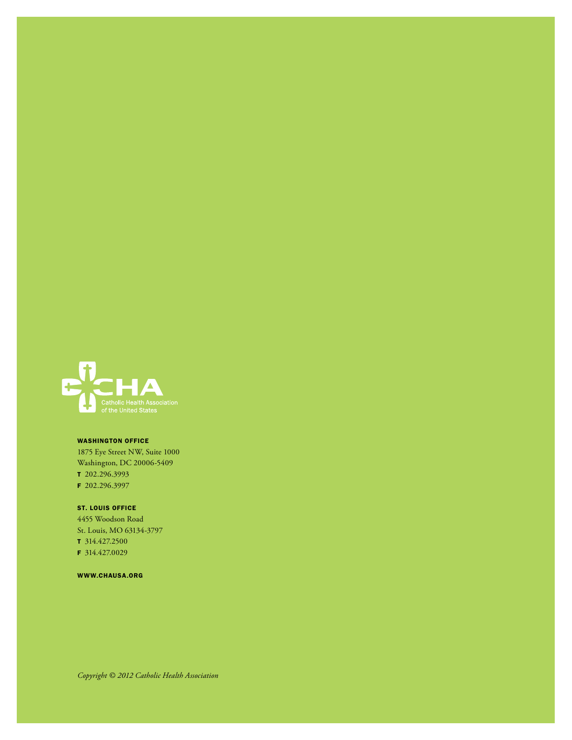CHA
Catholic Health Association
of the United States

**WASHINGTON OFFICE**
1875 Eye Street NW, Suite 1000
Washington, DC 20006-5409
**T** 202.296.3993
**F** 202.296.3997

**ST. LOUIS OFFICE**
4455 Woodson Road
St. Louis, MO 63134-3797
**T** 314.427.2500
**F** 314.427.0029

**WWW.CHAUSA.ORG**

*Copyright © 2012 Catholic Health Association*